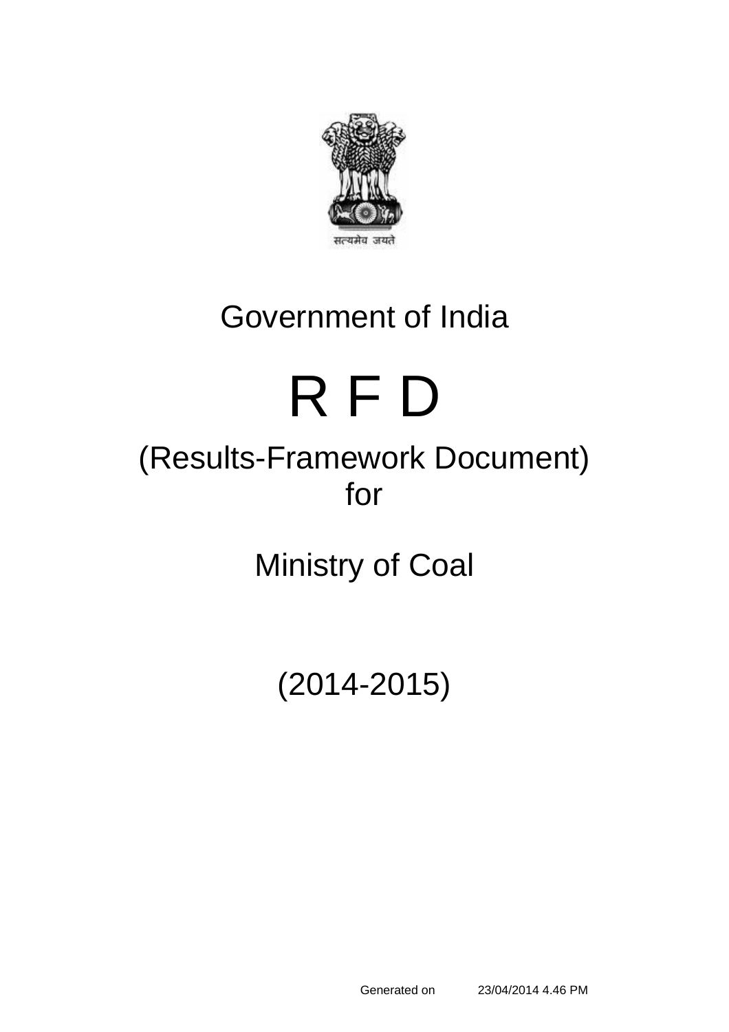सत्यमेव जयते

Government of India

# R F D

## (Results-Framework Document)
## for

## Ministry of Coal

## (2014-2015)

Generated on 23/04/2014 4.46 PM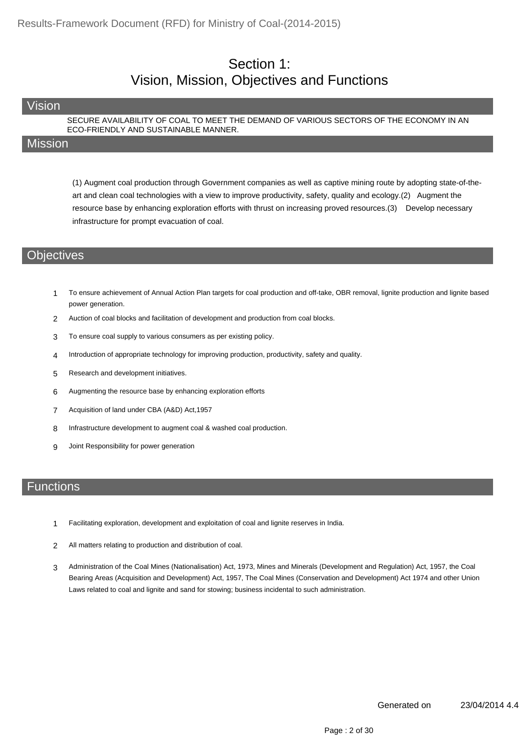# Section 1: Vision, Mission, Objectives and Functions

## Vision

SECURE AVAILABILITY OF COAL TO MEET THE DEMAND OF VARIOUS SECTORS OF THE ECONOMY IN AN ECO-FRIENDLY AND SUSTAINABLE MANNER.

## Mission

(1) Augment coal production through Government companies as well as captive mining route by adopting state-of-the-art and clean coal technologies with a view to improve productivity, safety, quality and ecology.(2) Augment the resource base by enhancing exploration efforts with thrust on increasing proved resources.(3) Develop necessary infrastructure for prompt evacuation of coal.

## Objectives

1. To ensure achievement of Annual Action Plan targets for coal production and off-take, OBR removal, lignite production and lignite based power generation.
2. Auction of coal blocks and facilitation of development and production from coal blocks.
3. To ensure coal supply to various consumers as per existing policy.
4. Introduction of appropriate technology for improving production, productivity, safety and quality.
5. Research and development initiatives.
6. Augmenting the resource base by enhancing exploration efforts
7. Acquisition of land under CBA (A&D) Act,1957
8. Infrastructure development to augment coal & washed coal production.
9. Joint Responsibility for power generation

## Functions

1. Facilitating exploration, development and exploitation of coal and lignite reserves in India.
2. All matters relating to production and distribution of coal.
3. Administration of the Coal Mines (Nationalisation) Act, 1973, Mines and Minerals (Development and Regulation) Act, 1957, the Coal Bearing Areas (Acquisition and Development) Act, 1957, The Coal Mines (Conservation and Development) Act 1974 and other Union Laws related to coal and lignite and sand for stowing; business incidental to such administration.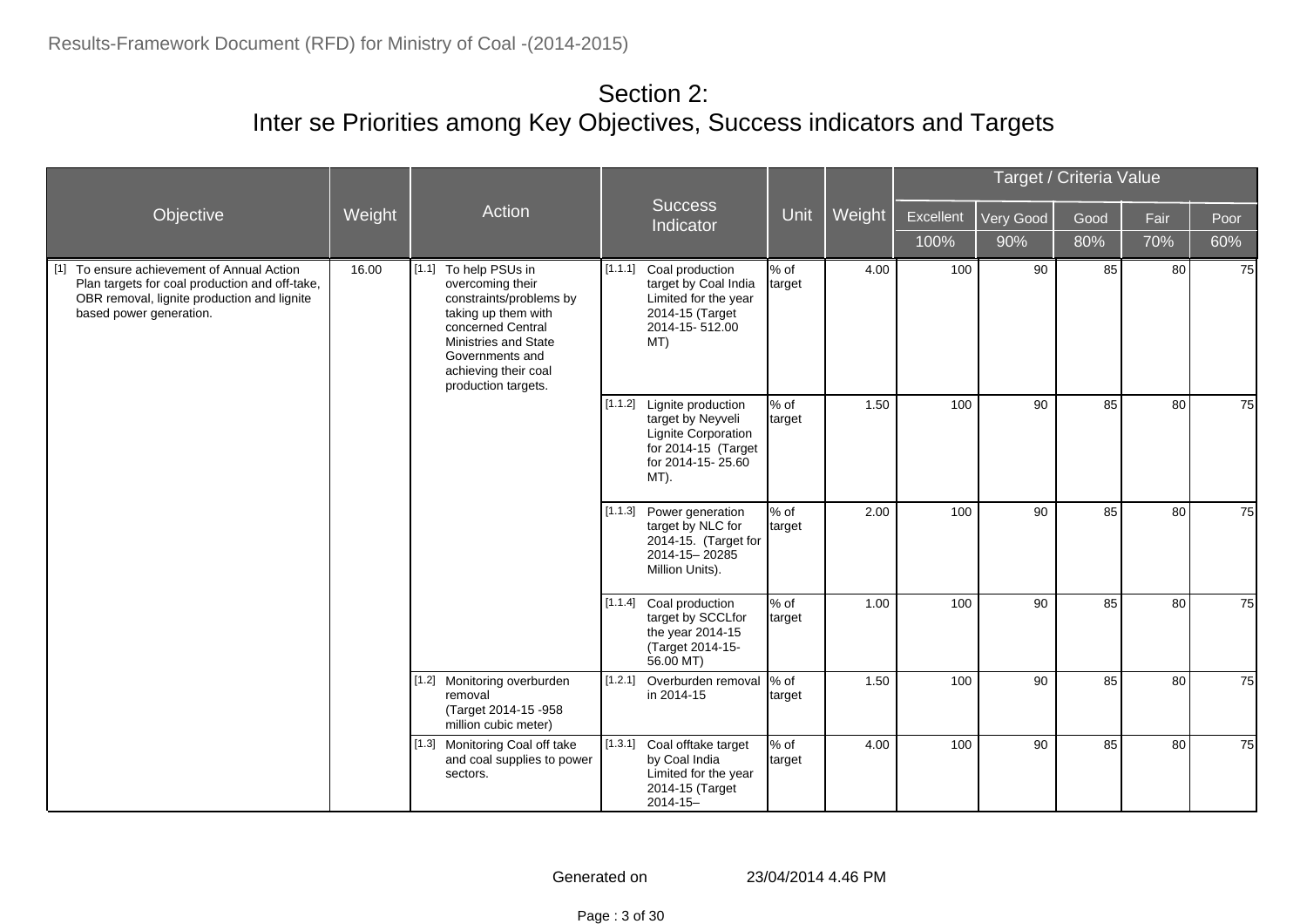## Section 2:
## Inter se Priorities among Key Objectives, Success indicators and Targets

| Objective | Weight | Action | Success Indicator | Unit | Weight | Excellent | Very Good | Good | Fair | Poor |
|---|---|---|---|---|---|---|---|---|---|---|
| | | | | | | 100% | 90% | 80% | 70% | 60% |
| [1] To ensure achievement of Annual Action Plan targets for coal production and off-take, OBR removal, lignite production and lignite based power generation. | 16.00 | [1.1] To help PSUs in overcoming their constraints/problems by taking up them with concerned Central Ministries and State Governments and achieving their coal production targets. | [1.1.1] Coal production target by Coal India Limited for the year 2014-15 (Target 2014-15- 512.00 MT) | % of target | 4.00 | 100 | 90 | 85 | 80 | 75 |
| | | | [1.1.2] Lignite production target by Neyveli Lignite Corporation for 2014-15 (Target for 2014-15- 25.60 MT). | % of target | 1.50 | 100 | 90 | 85 | 80 | 75 |
| | | | [1.1.3] Power generation target by NLC for 2014-15. (Target for 2014-15– 20285 Million Units). | % of target | 2.00 | 100 | 90 | 85 | 80 | 75 |
| | | | [1.1.4] Coal production target by SCCLfor the year 2014-15 (Target 2014-15- 56.00 MT) | % of target | 1.00 | 100 | 90 | 85 | 80 | 75 |
| | | [1.2] Monitoring overburden removal (Target 2014-15 -958 million cubic meter) | [1.2.1] Overburden removal in 2014-15 | % of target | 1.50 | 100 | 90 | 85 | 80 | 75 |
| | | [1.3] Monitoring Coal off take and coal supplies to power sectors. | [1.3.1] Coal offtake target by Coal India Limited for the year 2014-15 (Target 2014-15– | % of target | 4.00 | 100 | 90 | 85 | 80 | 75 |

Generated on 23/04/2014 4.46 PM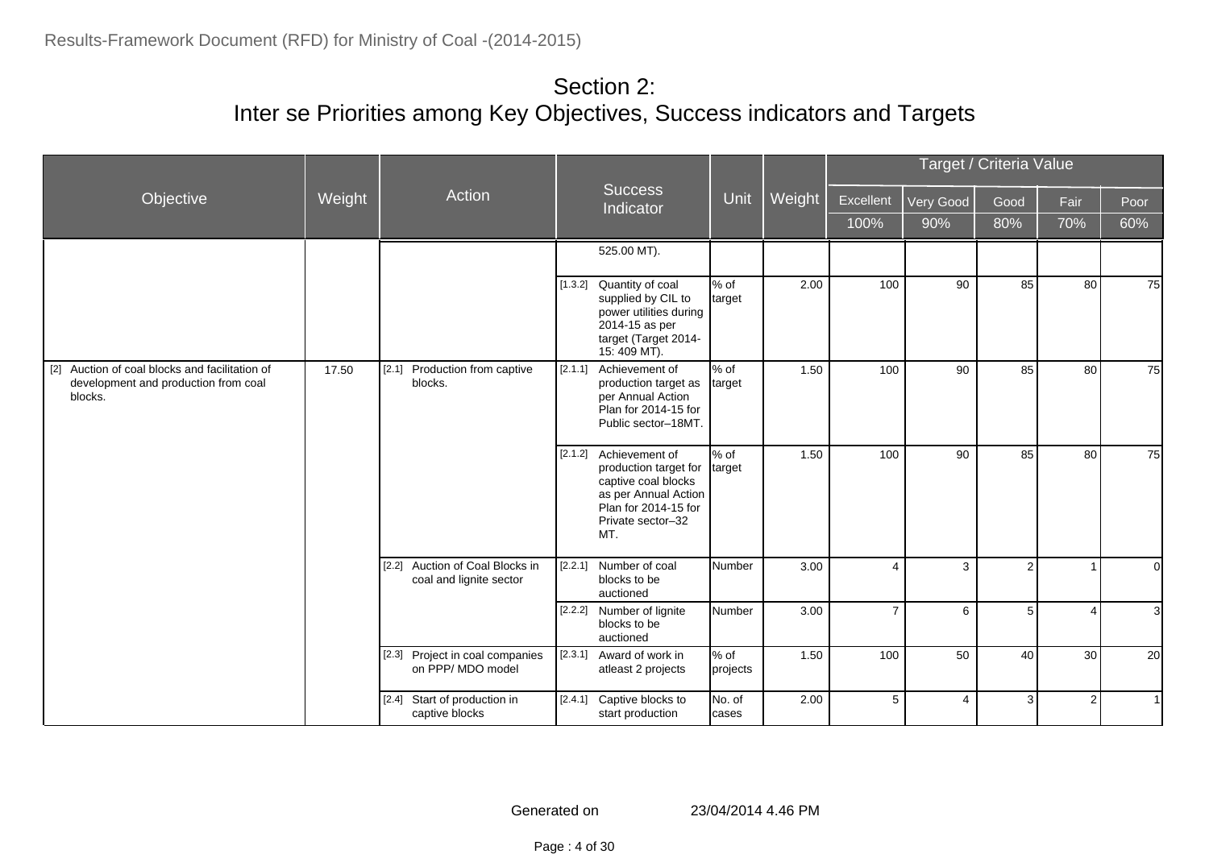# Section 2:
# Inter se Priorities among Key Objectives, Success indicators and Targets

| Objective | Weight | Action | Success Indicator | Unit | Weight | Excellent | Very Good | Good | Fair | Poor |
|---|---|---|---|---|---|---|---|---|---|---|
| | | | | | | 100% | 90% | 80% | 70% | 60% |
| | | | 525.00 MT). | | | | | | | |
| | | | [1.3.2] Quantity of coal supplied by CIL to power utilities during 2014-15 as per target (Target 2014-15: 409 MT). | % of target | 2.00 | 100 | 90 | 85 | 80 | 75 |
| [2] Auction of coal blocks and facilitation of development and production from coal blocks. | 17.50 | [2.1] Production from captive blocks. | [2.1.1] Achievement of production target as per Annual Action Plan for 2014-15 for Public sector–18MT. | % of target | 1.50 | 100 | 90 | 85 | 80 | 75 |
| | | | [2.1.2] Achievement of production target for captive coal blocks as per Annual Action Plan for 2014-15 for Private sector–32 MT. | % of target | 1.50 | 100 | 90 | 85 | 80 | 75 |
| | | [2.2] Auction of Coal Blocks in coal and lignite sector | [2.2.1] Number of coal blocks to be auctioned | Number | 3.00 | 4 | 3 | 2 | 1 | 0 |
| | | | [2.2.2] Number of lignite blocks to be auctioned | Number | 3.00 | 7 | 6 | 5 | 4 | 3 |
| | | [2.3] Project in coal companies on PPP/ MDO model | [2.3.1] Award of work in atleast 2 projects | % of projects | 1.50 | 100 | 50 | 40 | 30 | 20 |
| | | [2.4] Start of production in captive blocks | [2.4.1] Captive blocks to start production | No. of cases | 2.00 | 5 | 4 | 3 | 2 | 1 |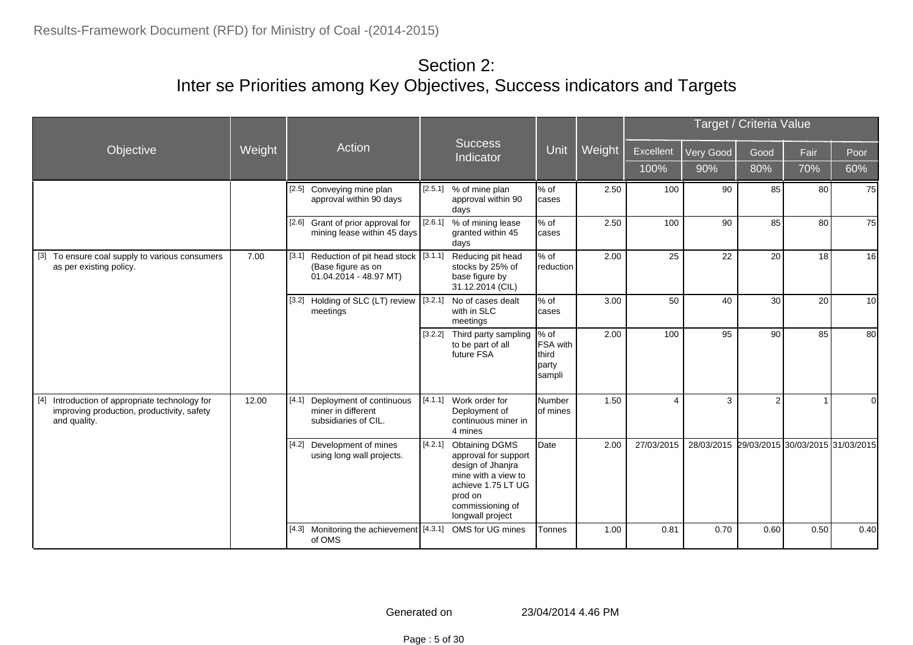# Section 2:
# Inter se Priorities among Key Objectives, Success indicators and Targets

| Objective | Weight | Action | Success Indicator | Unit | Weight | Target / Criteria Value | | | | |
|---|---|---|---|---|---|---|---|---|---|---|
| | | | | | | Excellent | Very Good | Good | Fair | Poor |
| | | | | | | 100% | 90% | 80% | 70% | 60% |
| | | [2.5] Conveying mine plan approval within 90 days | [2.5.1] % of mine plan approval within 90 days | % of cases | 2.50 | 100 | 90 | 85 | 80 | 75 |
| | | [2.6] Grant of prior approval for mining lease within 45 days | [2.6.1] % of mining lease granted within 45 days | % of cases | 2.50 | 100 | 90 | 85 | 80 | 75 |
| [3] To ensure coal supply to various consumers as per existing policy. | 7.00 | [3.1] Reduction of pit head stock (Base figure as on 01.04.2014 - 48.97 MT) | [3.1.1] Reducing pit head stocks by 25% of base figure by 31.12.2014 (CIL) | % of reduction | 2.00 | 25 | 22 | 20 | 18 | 16 |
| | | [3.2] Holding of SLC (LT) review meetings | [3.2.1] No of cases dealt with in SLC meetings | % of cases | 3.00 | 50 | 40 | 30 | 20 | 10 |
| | | | [3.2.2] Third party sampling to be part of all future FSA | % of FSA with third party sampli | 2.00 | 100 | 95 | 90 | 85 | 80 |
| [4] Introduction of appropriate technology for improving production, productivity, safety and quality. | 12.00 | [4.1] Deployment of continuous miner in different subsidiaries of CIL. | [4.1.1] Work order for Deployment of continuous miner in 4 mines | Number of mines | 1.50 | 4 | 3 | 2 | 1 | 0 |
| | | [4.2] Development of mines using long wall projects. | [4.2.1] Obtaining DGMS approval for support design of Jhanjra mine with a view to achieve 1.75 LT UG prod on commissioning of longwall project | Date | 2.00 | 27/03/2015 | 28/03/2015 | 29/03/2015 | 30/03/2015 | 31/03/2015 |
| | | [4.3] Monitoring the achievement of OMS | [4.3.1] OMS for UG mines | Tonnes | 1.00 | 0.81 | 0.70 | 0.60 | 0.50 | 0.40 |

Generated on 23/04/2014 4.46 PM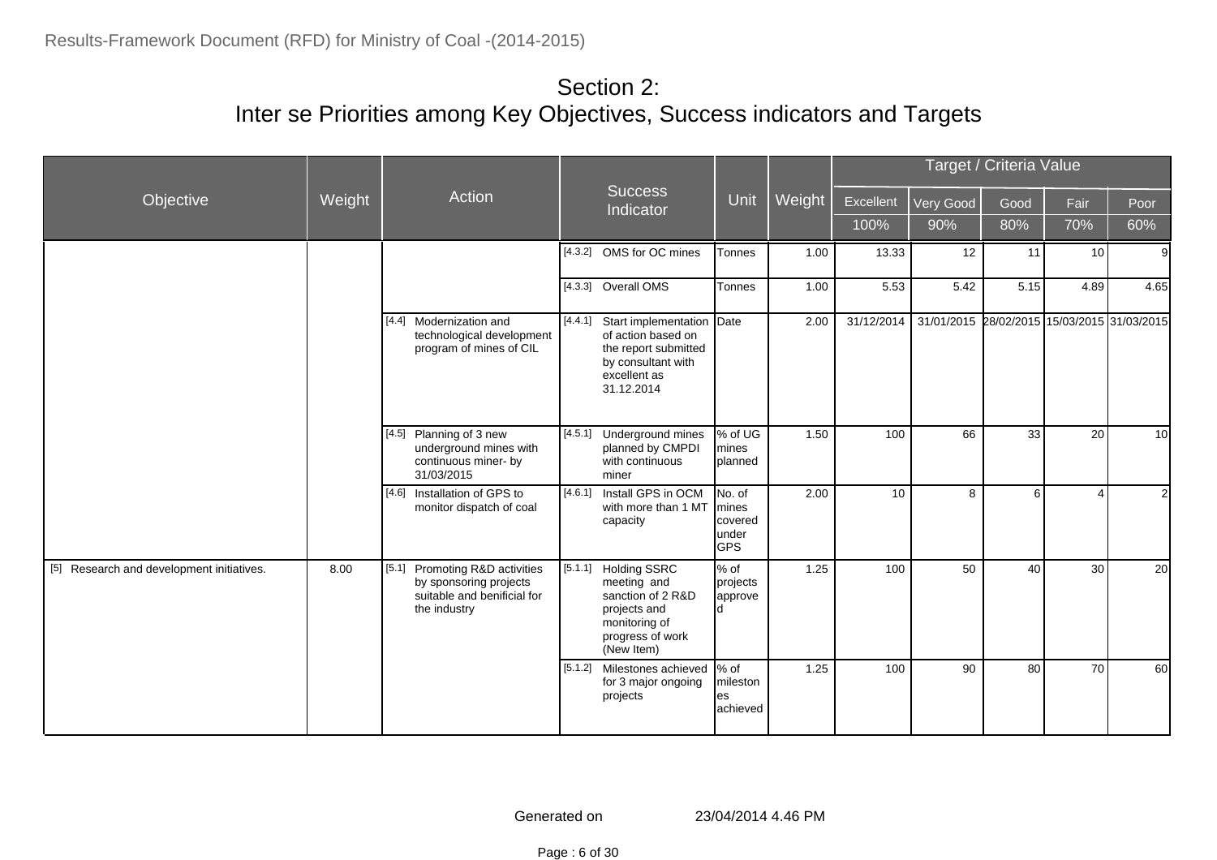# Section 2:
# Inter se Priorities among Key Objectives, Success indicators and Targets

| Objective | Weight | Action | Success Indicator | Unit | Weight | Target / Criteria Value | | | | |
|---|---|---|---|---|---|---|---|---|---|---|
| | | | | | | Excellent | Very Good | Good | Fair | Poor |
| | | | | | | 100% | 90% | 80% | 70% | 60% |
| | | | [4.3.2] OMS for OC mines | Tonnes | 1.00 | 13.33 | 12 | 11 | 10 | 9 |
| | | | [4.3.3] Overall OMS | Tonnes | 1.00 | 5.53 | 5.42 | 5.15 | 4.89 | 4.65 |
| | | [4.4] Modernization and technological development program of mines of CIL | [4.4.1] Start implementation of action based on the report submitted by consultant with excellent as 31.12.2014 | Date | 2.00 | 31/12/2014 | 31/01/2015 | 28/02/2015 | 15/03/2015 | 31/03/2015 |
| | | [4.5] Planning of 3 new underground mines with continuous miner- by 31/03/2015 | [4.5.1] Underground mines planned by CMPDI with continuous miner | % of UG mines planned | 1.50 | 100 | 66 | 33 | 20 | 10 |
| | | [4.6] Installation of GPS to monitor dispatch of coal | [4.6.1] Install GPS in OCM with more than 1 MT capacity | No. of mines covered under GPS | 2.00 | 10 | 8 | 6 | 4 | 2 |
| [5] Research and development initiatives. | 8.00 | [5.1] Promoting R&D activities by sponsoring projects suitable and benificial for the industry | [5.1.1] Holding SSRC meeting and sanction of 2 R&D projects and monitoring of progress of work (New Item) | % of projects approved | 1.25 | 100 | 50 | 40 | 30 | 20 |
| | | | [5.1.2] Milestones achieved for 3 major ongoing projects | % of milestones achieved | 1.25 | 100 | 90 | 80 | 70 | 60 |

Generated on 23/04/2014 4.46 PM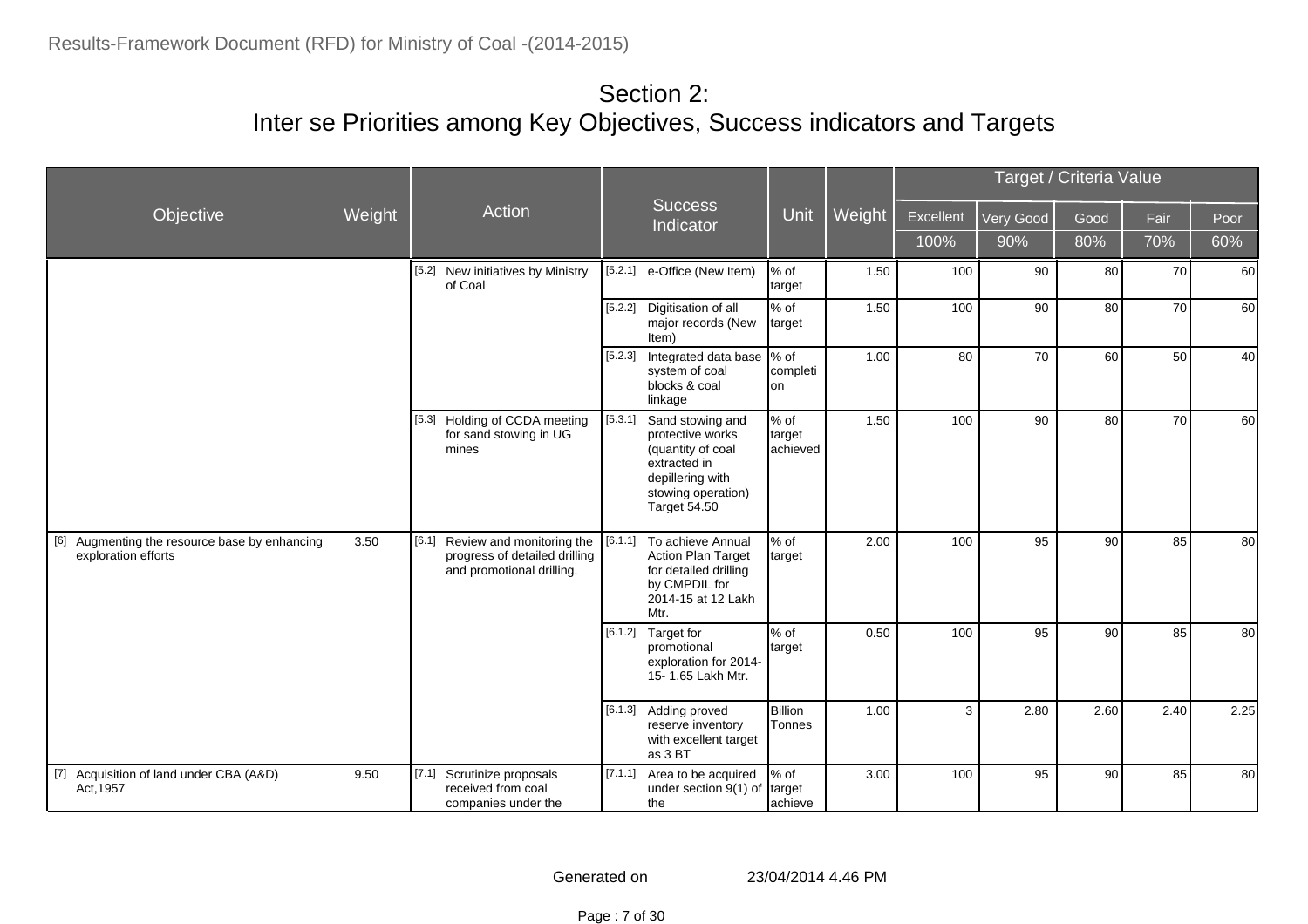# Section 2:
# Inter se Priorities among Key Objectives, Success indicators and Targets

| Objective | Weight | Action | Success Indicator | Unit | Weight | Target / Criteria Value | | | | |
|---|---|---|---|---|---|---|---|---|---|---|
| | | | | | | Excellent | Very Good | Good | Fair | Poor |
| | | | | | | 100% | 90% | 80% | 70% | 60% |
| | | [5.2] New initiatives by Ministry of Coal | [5.2.1] e-Office (New Item) | % of target | 1.50 | 100 | 90 | 80 | 70 | 60 |
| | | | [5.2.2] Digitisation of all major records (New Item) | % of target | 1.50 | 100 | 90 | 80 | 70 | 60 |
| | | | [5.2.3] Integrated data base system of coal blocks & coal linkage | % of completion | 1.00 | 80 | 70 | 60 | 50 | 40 |
| | | [5.3] Holding of CCDA meeting for sand stowing in UG mines | [5.3.1] Sand stowing and protective works (quantity of coal extracted in depillering with stowing operation) Target 54.50 | % of target achieved | 1.50 | 100 | 90 | 80 | 70 | 60 |
| [6] Augmenting the resource base by enhancing exploration efforts | 3.50 | [6.1] Review and monitoring the progress of detailed drilling and promotional drilling. | [6.1.1] To achieve Annual Action Plan Target for detailed drilling by CMPDIL for 2014-15 at 12 Lakh Mtr. | % of target | 2.00 | 100 | 95 | 90 | 85 | 80 |
| | | | [6.1.2] Target for promotional exploration for 2014-15- 1.65 Lakh Mtr. | % of target | 0.50 | 100 | 95 | 90 | 85 | 80 |
| | | | [6.1.3] Adding proved reserve inventory with excellent target as 3 BT | Billion Tonnes | 1.00 | 3 | 2.80 | 2.60 | 2.40 | 2.25 |
| [7] Acquisition of land under CBA (A&D) Act,1957 | 9.50 | [7.1] Scrutinize proposals received from coal companies under the | [7.1.1] Area to be acquired under section 9(1) of the | % of target achieve | 3.00 | 100 | 95 | 90 | 85 | 80 |

Generated on 23/04/2014 4.46 PM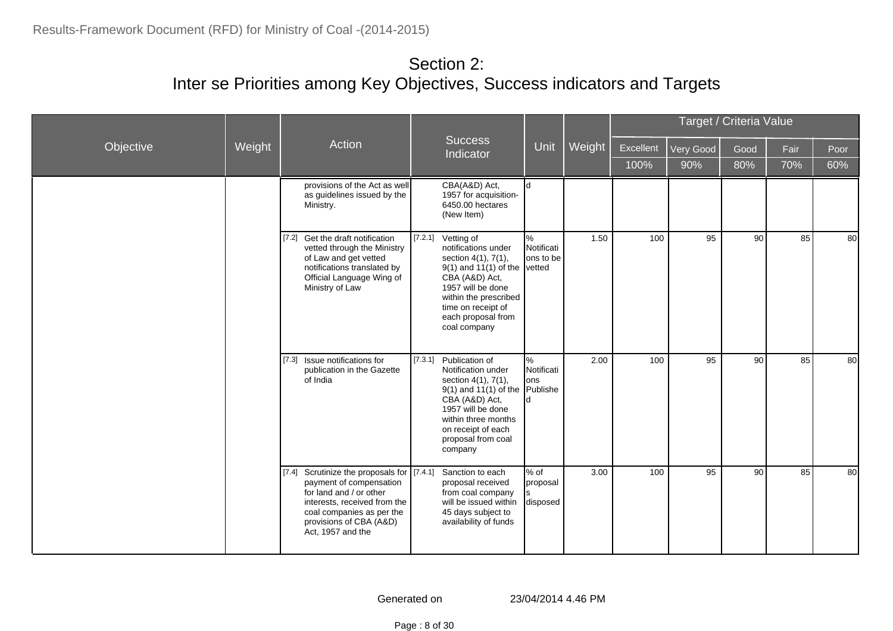# Section 2:
# Inter se Priorities among Key Objectives, Success indicators and Targets

| Objective | Weight | Action | Success Indicator | Unit | Weight | Target / Criteria Value | | | | |
|---|---|---|---|---|---|---|---|---|---|---|
| | | | | | | Excellent | Very Good | Good | Fair | Poor |
| | | | | | | 100% | 90% | 80% | 70% | 60% |
| | | provisions of the Act as well as guidelines issued by the Ministry. | CBA(A&D) Act, 1957 for acquisition- 6450.00 hectares (New Item) | d | | | | | | |
| | | [7.2] Get the draft notification vetted through the Ministry of Law and get vetted notifications translated by Official Language Wing of Ministry of Law | [7.2.1] Vetting of notifications under section 4(1), 7(1), 9(1) and 11(1) of the CBA (A&D) Act, 1957 will be done within the prescribed time on receipt of each proposal from coal company | % Notifications to be vetted | 1.50 | 100 | 95 | 90 | 85 | 80 |
| | | [7.3] Issue notifications for publication in the Gazette of India | [7.3.1] Publication of Notification under section 4(1), 7(1), 9(1) and 11(1) of the CBA (A&D) Act, 1957 will be done within three months on receipt of each proposal from coal company | % Notifications Published | 2.00 | 100 | 95 | 90 | 85 | 80 |
| | | [7.4] Scrutinize the proposals for payment of compensation for land and / or other interests, received from the coal companies as per the provisions of CBA (A&D) Act, 1957 and the | [7.4.1] Sanction to each proposal received from coal company will be issued within 45 days subject to availability of funds | % of proposals disposed | 3.00 | 100 | 95 | 90 | 85 | 80 |

Generated on 23/04/2014 4.46 PM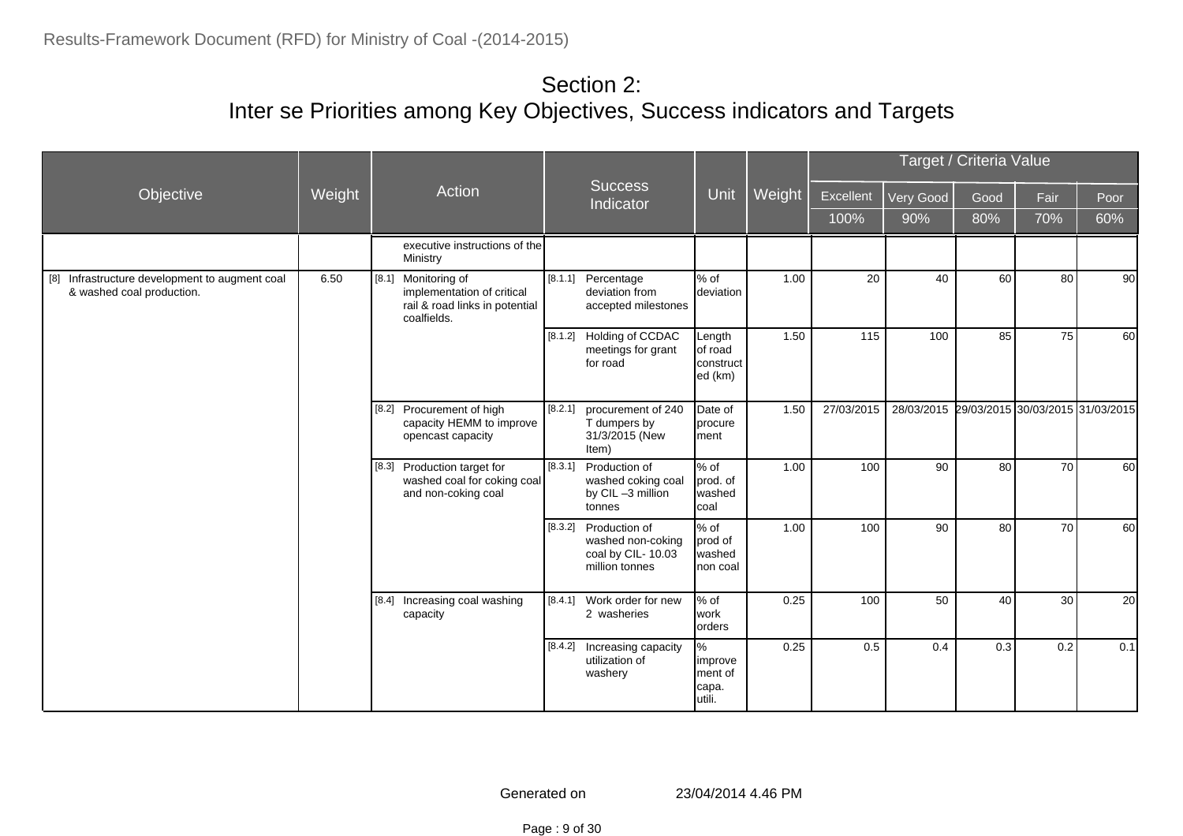# Section 2:
## Inter se Priorities among Key Objectives, Success indicators and Targets

| Objective | Weight | Action | Success Indicator | Unit | Weight | Target / Criteria Value | | | | |
|---|---|---|---|---|---|---|---|---|---|---|
| | | | | | | Excellent | Very Good | Good | Fair | Poor |
| | | | | | | 100% | 90% | 80% | 70% | 60% |
| | | executive instructions of the Ministry | | | | | | | | |
| [8] Infrastructure development to augment coal & washed coal production. | 6.50 | [8.1] Monitoring of implementation of critical rail & road links in potential coalfields. | [8.1.1] Percentage deviation from accepted milestones | % of deviation | 1.00 | 20 | 40 | 60 | 80 | 90 |
| | | | [8.1.2] Holding of CCDAC meetings for grant for road | Length of road constructed (km) | 1.50 | 115 | 100 | 85 | 75 | 60 |
| | | [8.2] Procurement of high capacity HEMM to improve opencast capacity | [8.2.1] procurement of 240 T dumpers by 31/3/2015 (New Item) | Date of procurement | 1.50 | 27/03/2015 | 28/03/2015 | 29/03/2015 | 30/03/2015 | 31/03/2015 |
| | | [8.3] Production target for washed coal for coking coal and non-coking coal | [8.3.1] Production of washed coking coal by CIL –3 million tonnes | % of prod. of washed coal | 1.00 | 100 | 90 | 80 | 70 | 60 |
| | | | [8.3.2] Production of washed non-coking coal by CIL- 10.03 million tonnes | % of prod of washed non coal | 1.00 | 100 | 90 | 80 | 70 | 60 |
| | | [8.4] Increasing coal washing capacity | [8.4.1] Work order for new 2 washeries | % of work orders | 0.25 | 100 | 50 | 40 | 30 | 20 |
| | | | [8.4.2] Increasing capacity utilization of washery | % improvement of capa. utili. | 0.25 | 0.5 | 0.4 | 0.3 | 0.2 | 0.1 |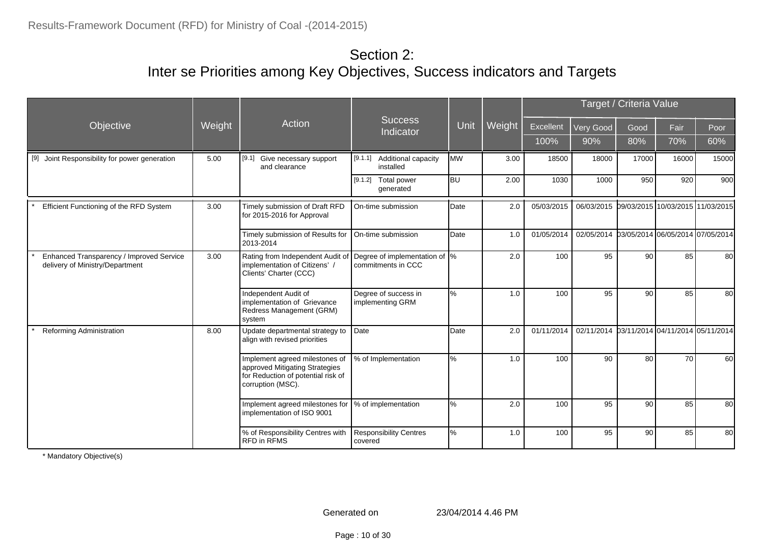# Section 2:
# Inter se Priorities among Key Objectives, Success indicators and Targets

| Objective | Weight | Action | Success Indicator | Unit | Weight | Target / Criteria Value | | | | |
|---|---|---|---|---|---|---|---|---|---|---|
| | | | | | | Excellent | Very Good | Good | Fair | Poor |
| | | | | | | 100% | 90% | 80% | 70% | 60% |
| [9] Joint Responsibility for power generation | 5.00 | [9.1] Give necessary support and clearance | [9.1.1] Additional capacity installed | MW | 3.00 | 18500 | 18000 | 17000 | 16000 | 15000 |
| | | | [9.1.2] Total power generated | BU | 2.00 | 1030 | 1000 | 950 | 920 | 900 |
| * Efficient Functioning of the RFD System | 3.00 | Timely submission of Draft RFD for 2015-2016 for Approval | On-time submission | Date | 2.0 | 05/03/2015 | 06/03/2015 | 09/03/2015 | 10/03/2015 | 11/03/2015 |
| | | Timely submission of Results for 2013-2014 | On-time submission | Date | 1.0 | 01/05/2014 | 02/05/2014 | 03/05/2014 | 06/05/2014 | 07/05/2014 |
| * Enhanced Transparency / Improved Service delivery of Ministry/Department | 3.00 | Rating from Independent Audit of implementation of Citizens' / Clients' Charter (CCC) | Degree of implementation of commitments in CCC | % | 2.0 | 100 | 95 | 90 | 85 | 80 |
| | | Independent Audit of implementation of Grievance Redress Management (GRM) system | Degree of success in implementing GRM | % | 1.0 | 100 | 95 | 90 | 85 | 80 |
| * Reforming Administration | 8.00 | Update departmental strategy to align with revised priorities | Date | Date | 2.0 | 01/11/2014 | 02/11/2014 | 03/11/2014 | 04/11/2014 | 05/11/2014 |
| | | Implement agreed milestones of approved Mitigating Strategies for Reduction of potential risk of corruption (MSC). | % of Implementation | % | 1.0 | 100 | 90 | 80 | 70 | 60 |
| | | Implement agreed milestones for implementation of ISO 9001 | % of implementation | % | 2.0 | 100 | 95 | 90 | 85 | 80 |
| | | % of Responsibility Centres with RFD in RFMS | Responsibility Centres covered | % | 1.0 | 100 | 95 | 90 | 85 | 80 |

\* Mandatory Objective(s)

Generated on 23/04/2014 4.46 PM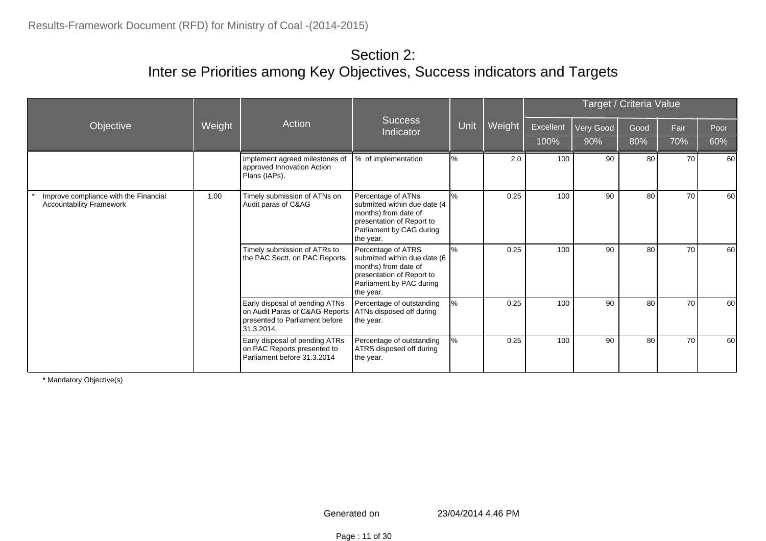# Section 2:
## Inter se Priorities among Key Objectives, Success indicators and Targets

| Objective | Weight | Action | Success Indicator | Unit | Weight | Target / Criteria Value | | | | |
|---|---|---|---|---|---|---|---|---|---|---|
| | | | | | | Excellent | Very Good | Good | Fair | Poor |
| | | | | | | 100% | 90% | 80% | 70% | 60% |
| | | Implement agreed milestones of approved Innovation Action Plans (IAPs). | % of implementation | % | 2.0 | 100 | 90 | 80 | 70 | 60 |
| * Improve compliance with the Financial Accountability Framework | 1.00 | Timely submission of ATNs on Audit paras of C&AG | Percentage of ATNs submitted within due date (4 months) from date of presentation of Report to Parliament by CAG during the year. | % | 0.25 | 100 | 90 | 80 | 70 | 60 |
| | | Timely submission of ATRs to the PAC Sectt. on PAC Reports. | Percentage of ATRS submitted within due date (6 months) from date of presentation of Report to Parliament by PAC during the year. | % | 0.25 | 100 | 90 | 80 | 70 | 60 |
| | | Early disposal of pending ATNs on Audit Paras of C&AG Reports presented to Parliament before 31.3.2014. | Percentage of outstanding ATNs disposed off during the year. | % | 0.25 | 100 | 90 | 80 | 70 | 60 |
| | | Early disposal of pending ATRs on PAC Reports presented to Parliament before 31.3.2014 | Percentage of outstanding ATRS disposed off during the year. | % | 0.25 | 100 | 90 | 80 | 70 | 60 |

* Mandatory Objective(s)

Generated on 23/04/2014 4.46 PM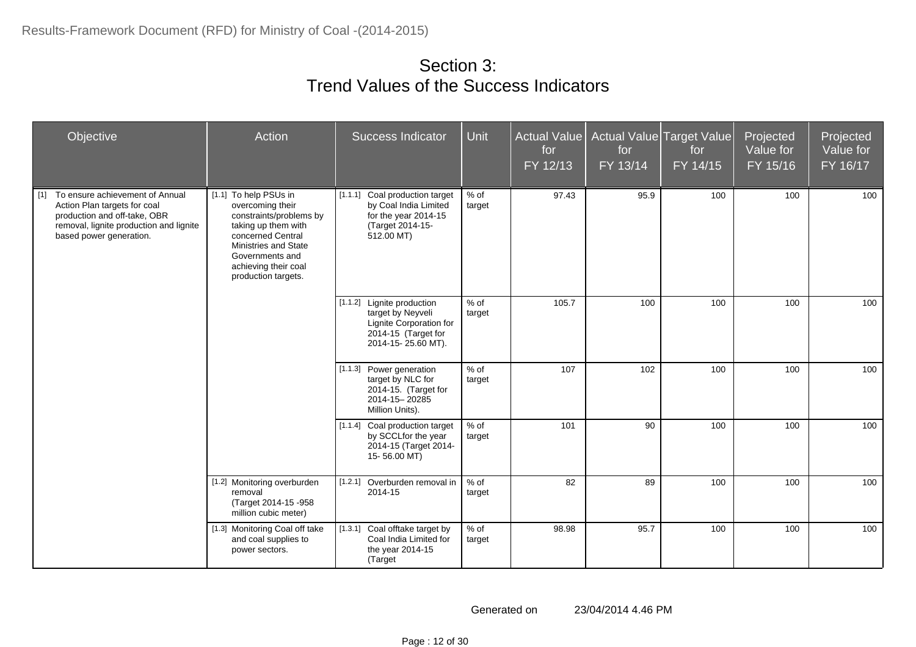# Section 3:
# Trend Values of the Success Indicators

| Objective | Action | Success Indicator | Unit | Actual Value for FY 12/13 | Actual Value for FY 13/14 | Target Value for FY 14/15 | Projected Value for FY 15/16 | Projected Value for FY 16/17 |
|---|---|---|---|---|---|---|---|---|
| [1] To ensure achievement of Annual Action Plan targets for coal production and off-take, OBR removal, lignite production and lignite based power generation. | [1.1] To help PSUs in overcoming their constraints/problems by taking up them with concerned Central Ministries and State Governments and achieving their coal production targets. | [1.1.1] Coal production target by Coal India Limited for the year 2014-15 (Target 2014-15- 512.00 MT) | % of target | 97.43 | 95.9 | 100 | 100 | 100 |
| | | [1.1.2] Lignite production target by Neyveli Lignite Corporation for 2014-15 (Target for 2014-15- 25.60 MT). | % of target | 105.7 | 100 | 100 | 100 | 100 |
| | | [1.1.3] Power generation target by NLC for 2014-15. (Target for 2014-15– 20285 Million Units). | % of target | 107 | 102 | 100 | 100 | 100 |
| | | [1.1.4] Coal production target by SCCLfor the year 2014-15 (Target 2014- 15- 56.00 MT) | % of target | 101 | 90 | 100 | 100 | 100 |
| | [1.2] Monitoring overburden removal (Target 2014-15 -958 million cubic meter) | [1.2.1] Overburden removal in 2014-15 | % of target | 82 | 89 | 100 | 100 | 100 |
| | [1.3] Monitoring Coal off take and coal supplies to power sectors. | [1.3.1] Coal offtake target by Coal India Limited for the year 2014-15 (Target | % of target | 98.98 | 95.7 | 100 | 100 | 100 |

Generated on 23/04/2014 4.46 PM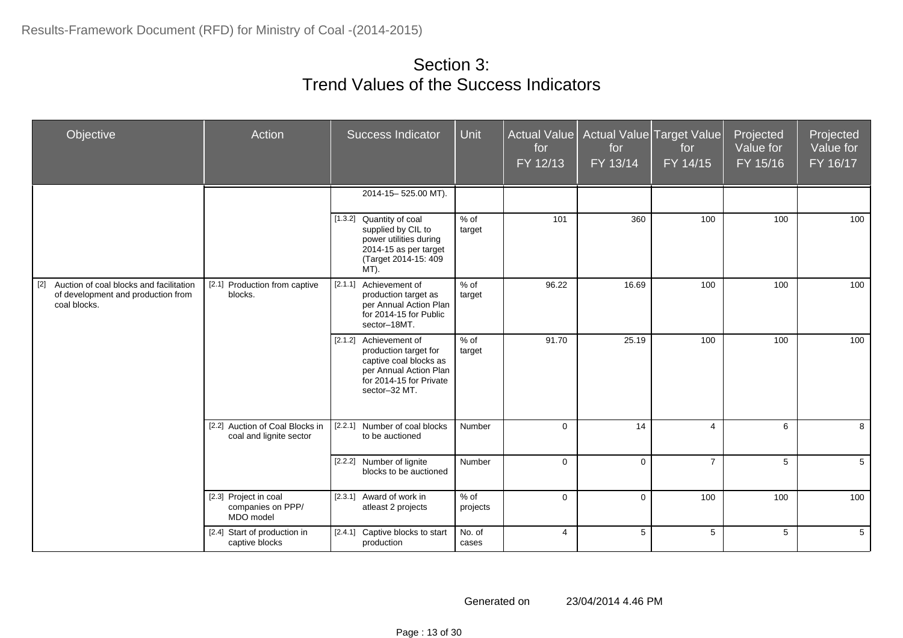# Section 3:
# Trend Values of the Success Indicators

| Objective | Action | Success Indicator | Unit | Actual Value for FY 12/13 | Actual Value for FY 13/14 | Target Value for FY 14/15 | Projected Value for FY 15/16 | Projected Value for FY 16/17 |
|---|---|---|---|---|---|---|---|---|
| | | 2014-15– 525.00 MT). | | | | | | |
| | | [1.3.2] Quantity of coal supplied by CIL to power utilities during 2014-15 as per target (Target 2014-15: 409 MT). | % of target | 101 | 360 | 100 | 100 | 100 |
| [2] Auction of coal blocks and facilitation of development and production from coal blocks. | [2.1] Production from captive blocks. | [2.1.1] Achievement of production target as per Annual Action Plan for 2014-15 for Public sector–18MT. | % of target | 96.22 | 16.69 | 100 | 100 | 100 |
| | | [2.1.2] Achievement of production target for captive coal blocks as per Annual Action Plan for 2014-15 for Private sector–32 MT. | % of target | 91.70 | 25.19 | 100 | 100 | 100 |
| | [2.2] Auction of Coal Blocks in coal and lignite sector | [2.2.1] Number of coal blocks to be auctioned | Number | 0 | 14 | 4 | 6 | 8 |
| | | [2.2.2] Number of lignite blocks to be auctioned | Number | 0 | 0 | 7 | 5 | 5 |
| | [2.3] Project in coal companies on PPP/ MDO model | [2.3.1] Award of work in atleast 2 projects | % of projects | 0 | 0 | 100 | 100 | 100 |
| | [2.4] Start of production in captive blocks | [2.4.1] Captive blocks to start production | No. of cases | 4 | 5 | 5 | 5 | 5 |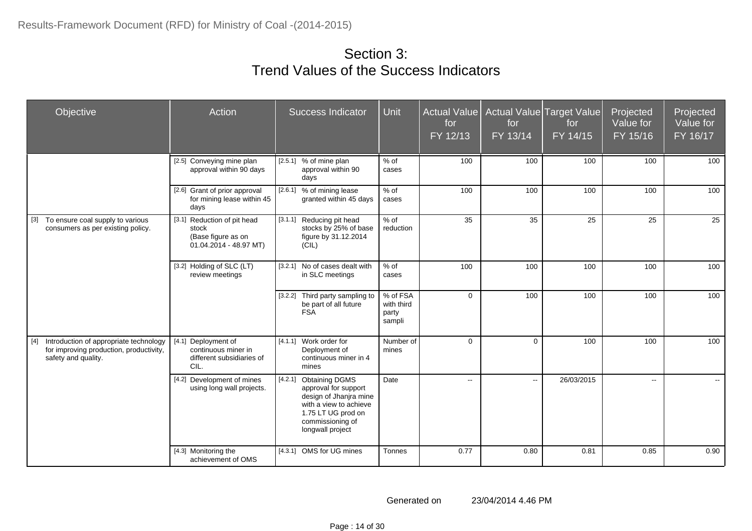## Section 3:
## Trend Values of the Success Indicators

| Objective | Action | Success Indicator | Unit | Actual Value for FY 12/13 | Actual Value for FY 13/14 | Target Value for FY 14/15 | Projected Value for FY 15/16 | Projected Value for FY 16/17 |
|---|---|---|---|---|---|---|---|---|
| | [2.5] Conveying mine plan approval within 90 days | [2.5.1] % of mine plan approval within 90 days | % of cases | 100 | 100 | 100 | 100 | 100 |
| | [2.6] Grant of prior approval for mining lease within 45 days | [2.6.1] % of mining lease granted within 45 days | % of cases | 100 | 100 | 100 | 100 | 100 |
| [3] To ensure coal supply to various consumers as per existing policy. | [3.1] Reduction of pit head stock (Base figure as on 01.04.2014 - 48.97 MT) | [3.1.1] Reducing pit head stocks by 25% of base figure by 31.12.2014 (CIL) | % of reduction | 35 | 35 | 25 | 25 | 25 |
| | [3.2] Holding of SLC (LT) review meetings | [3.2.1] No of cases dealt with in SLC meetings | % of cases | 100 | 100 | 100 | 100 | 100 |
| | | [3.2.2] Third party sampling to be part of all future FSA | % of FSA with third party sampli | 0 | 100 | 100 | 100 | 100 |
| [4] Introduction of appropriate technology for improving production, productivity, safety and quality. | [4.1] Deployment of continuous miner in different subsidiaries of CIL. | [4.1.1] Work order for Deployment of continuous miner in 4 mines | Number of mines | 0 | 0 | 100 | 100 | 100 |
| | [4.2] Development of mines using long wall projects. | [4.2.1] Obtaining DGMS approval for support design of Jhanjra mine with a view to achieve 1.75 LT UG prod on commissioning of longwall project | Date | -- | -- | 26/03/2015 | -- | -- |
| | [4.3] Monitoring the achievement of OMS | [4.3.1] OMS for UG mines | Tonnes | 0.77 | 0.80 | 0.81 | 0.85 | 0.90 |

Generated on 23/04/2014 4.46 PM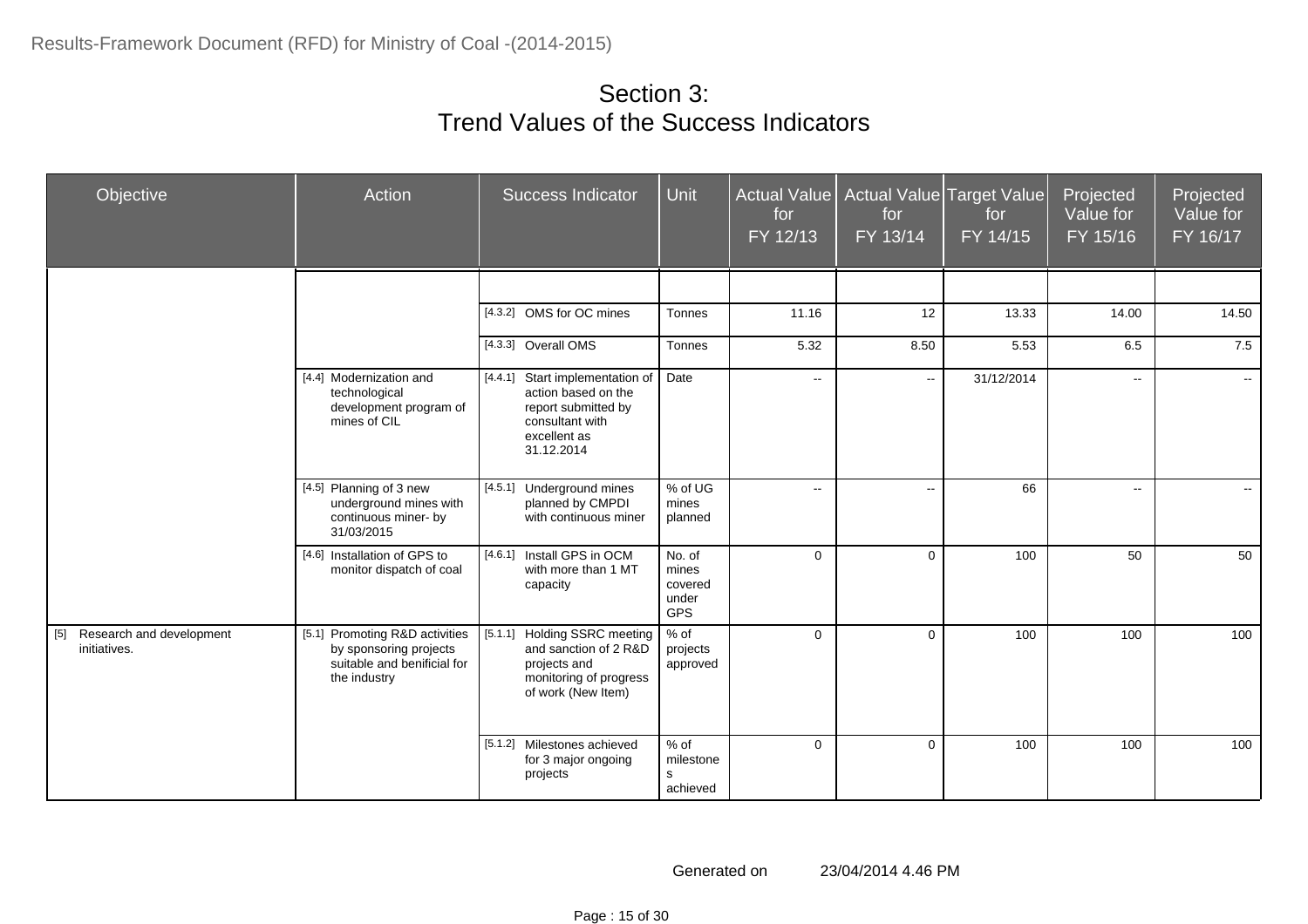# Section 3: Trend Values of the Success Indicators

| Objective | Action | Success Indicator | Unit | Actual Value for FY 12/13 | Actual Value for FY 13/14 | Target Value for FY 14/15 | Projected Value for FY 15/16 | Projected Value for FY 16/17 |
|---|---|---|---|---|---|---|---|---|
| | | | | | | | | |
| | | [4.3.2] OMS for OC mines | Tonnes | 11.16 | 12 | 13.33 | 14.00 | 14.50 |
| | | [4.3.3] Overall OMS | Tonnes | 5.32 | 8.50 | 5.53 | 6.5 | 7.5 |
| | [4.4] Modernization and technological development program of mines of CIL | [4.4.1] Start implementation of action based on the report submitted by consultant with excellent as 31.12.2014 | Date | -- | -- | 31/12/2014 | -- | -- |
| | [4.5] Planning of 3 new underground mines with continuous miner- by 31/03/2015 | [4.5.1] Underground mines planned by CMPDI with continuous miner | % of UG mines planned | -- | -- | 66 | -- | -- |
| | [4.6] Installation of GPS to monitor dispatch of coal | [4.6.1] Install GPS in OCM with more than 1 MT capacity | No. of mines covered under GPS | 0 | 0 | 100 | 50 | 50 |
| [5] Research and development initiatives. | [5.1] Promoting R&D activities by sponsoring projects suitable and benificial for the industry | [5.1.1] Holding SSRC meeting and sanction of 2 R&D projects and monitoring of progress of work (New Item) | % of projects approved | 0 | 0 | 100 | 100 | 100 |
| | | [5.1.2] Milestones achieved for 3 major ongoing projects | % of milestones achieved | 0 | 0 | 100 | 100 | 100 |

Generated on 23/04/2014 4.46 PM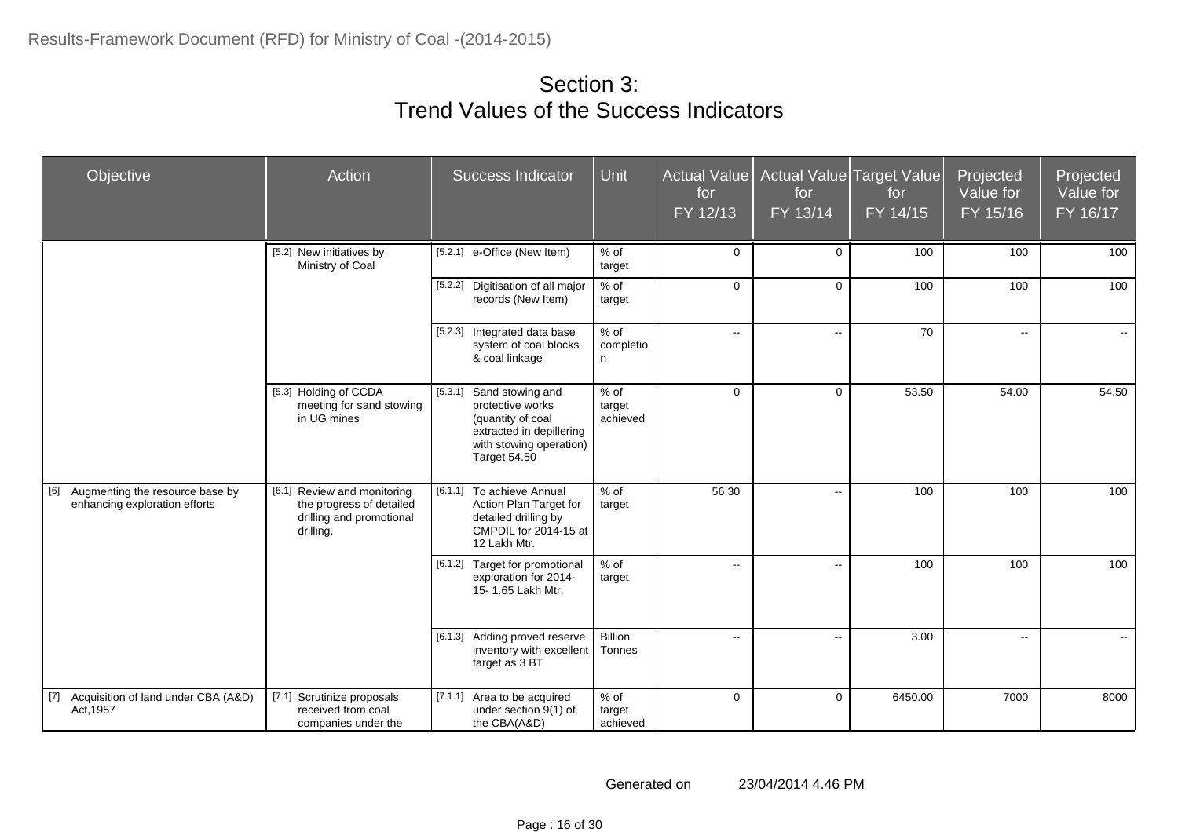# Section 3:
# Trend Values of the Success Indicators

| Objective | Action | Success Indicator | Unit | Actual Value for FY 12/13 | Actual Value for FY 13/14 | Target Value for FY 14/15 | Projected Value for FY 15/16 | Projected Value for FY 16/17 |
|---|---|---|---|---|---|---|---|---|
| | [5.2] New initiatives by Ministry of Coal | [5.2.1] e-Office (New Item) | % of target | 0 | 0 | 100 | 100 | 100 |
| | | [5.2.2] Digitisation of all major records (New Item) | % of target | 0 | 0 | 100 | 100 | 100 |
| | | [5.2.3] Integrated data base system of coal blocks & coal linkage | % of completion | -- | -- | 70 | -- | -- |
| | [5.3] Holding of CCDA meeting for sand stowing in UG mines | [5.3.1] Sand stowing and protective works (quantity of coal extracted in depillering with stowing operation) Target 54.50 | % of target achieved | 0 | 0 | 53.50 | 54.00 | 54.50 |
| [6] Augmenting the resource base by enhancing exploration efforts | [6.1] Review and monitoring the progress of detailed drilling and promotional drilling. | [6.1.1] To achieve Annual Action Plan Target for detailed drilling by CMPDIL for 2014-15 at 12 Lakh Mtr. | % of target | 56.30 | -- | 100 | 100 | 100 |
| | | [6.1.2] Target for promotional exploration for 2014-15- 1.65 Lakh Mtr. | % of target | -- | -- | 100 | 100 | 100 |
| | | [6.1.3] Adding proved reserve inventory with excellent target as 3 BT | Billion Tonnes | -- | -- | 3.00 | -- | -- |
| [7] Acquisition of land under CBA (A&D) Act,1957 | [7.1] Scrutinize proposals received from coal companies under the | [7.1.1] Area to be acquired under section 9(1) of the CBA(A&D) | % of target achieved | 0 | 0 | 6450.00 | 7000 | 8000 |

Generated on 23/04/2014 4.46 PM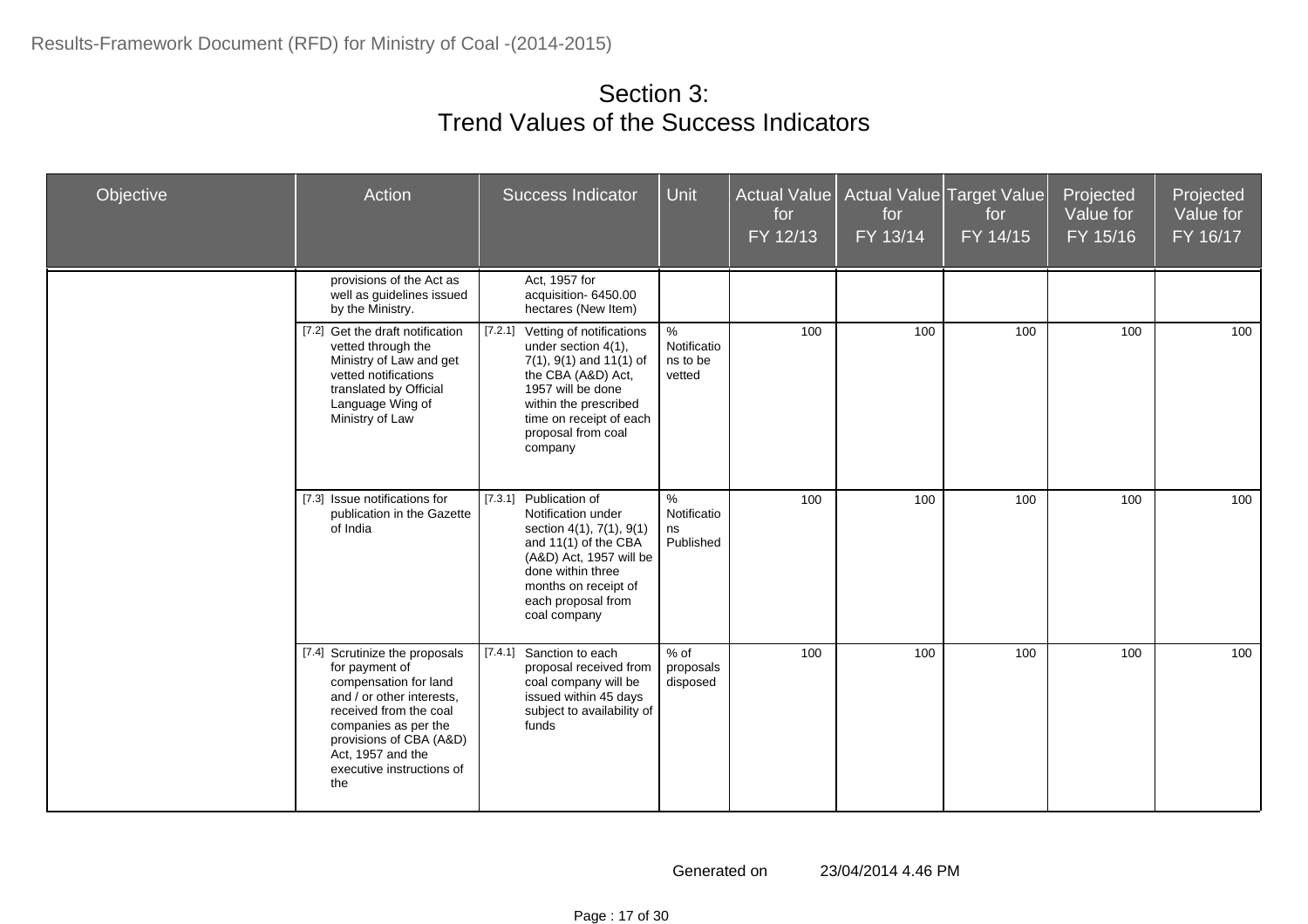# Section 3:
# Trend Values of the Success Indicators

| Objective | Action | Success Indicator | Unit | Actual Value for FY 12/13 | Actual Value for FY 13/14 | Target Value for FY 14/15 | Projected Value for FY 15/16 | Projected Value for FY 16/17 |
|---|---|---|---|---|---|---|---|---|
| | provisions of the Act as well as guidelines issued by the Ministry. | Act, 1957 for acquisition- 6450.00 hectares (New Item) | | | | | | |
| | [7.2] Get the draft notification vetted through the Ministry of Law and get vetted notifications translated by Official Language Wing of Ministry of Law | [7.2.1] Vetting of notifications under section 4(1), 7(1), 9(1) and 11(1) of the CBA (A&D) Act, 1957 will be done within the prescribed time on receipt of each proposal from coal company | % Notifications to be vetted | 100 | 100 | 100 | 100 | 100 |
| | [7.3] Issue notifications for publication in the Gazette of India | [7.3.1] Publication of Notification under section 4(1), 7(1), 9(1) and 11(1) of the CBA (A&D) Act, 1957 will be done within three months on receipt of each proposal from coal company | % Notifications Published | 100 | 100 | 100 | 100 | 100 |
| | [7.4] Scrutinize the proposals for payment of compensation for land and / or other interests, received from the coal companies as per the provisions of CBA (A&D) Act, 1957 and the executive instructions of the | [7.4.1] Sanction to each proposal received from coal company will be issued within 45 days subject to availability of funds | % of proposals disposed | 100 | 100 | 100 | 100 | 100 |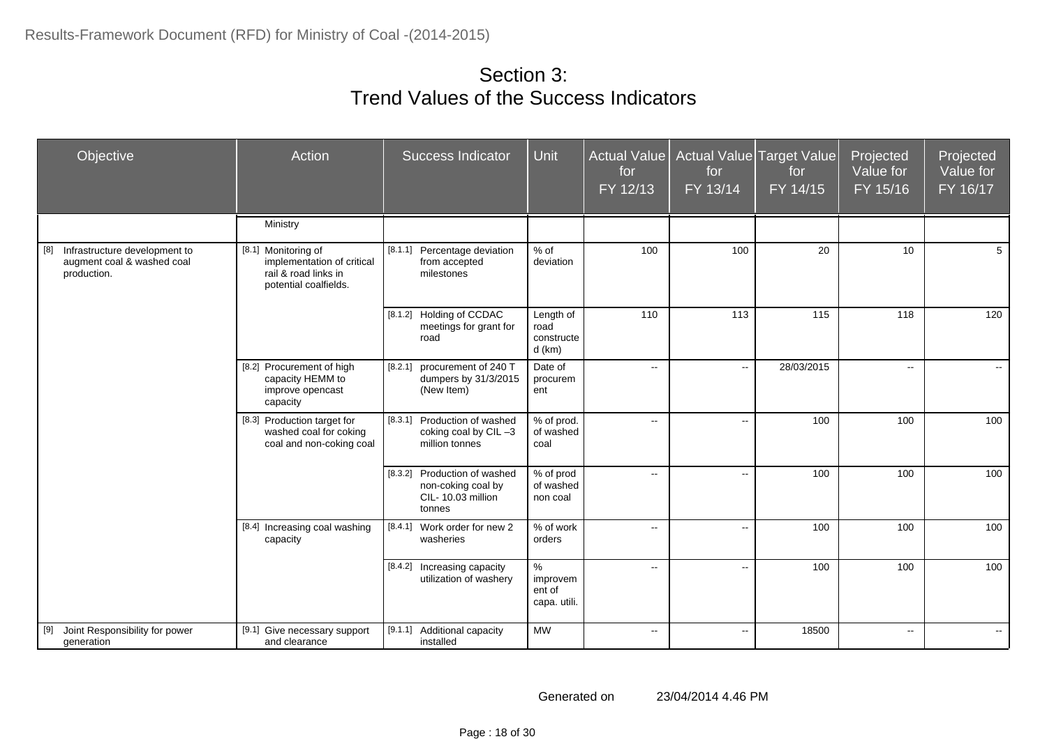# Section 3:
# Trend Values of the Success Indicators

| Objective | Action | Success Indicator | Unit | Actual Value for FY 12/13 | Actual Value for FY 13/14 | Target Value for FY 14/15 | Projected Value for FY 15/16 | Projected Value for FY 16/17 |
|---|---|---|---|---|---|---|---|---|
| | Ministry | | | | | | | |
| [8] Infrastructure development to augment coal & washed coal production. | [8.1] Monitoring of implementation of critical rail & road links in potential coalfields. | [8.1.1] Percentage deviation from accepted milestones | % of deviation | 100 | 100 | 20 | 10 | 5 |
| | | [8.1.2] Holding of CCDAC meetings for grant for road | Length of road constructed (km) | 110 | 113 | 115 | 118 | 120 |
| | [8.2] Procurement of high capacity HEMM to improve opencast capacity | [8.2.1] procurement of 240 T dumpers by 31/3/2015 (New Item) | Date of procurement | -- | -- | 28/03/2015 | -- | -- |
| | [8.3] Production target for washed coal for coking coal and non-coking coal | [8.3.1] Production of washed coking coal by CIL –3 million tonnes | % of prod. of washed coal | -- | -- | 100 | 100 | 100 |
| | | [8.3.2] Production of washed non-coking coal by CIL- 10.03 million tonnes | % of prod of washed non coal | -- | -- | 100 | 100 | 100 |
| | [8.4] Increasing coal washing capacity | [8.4.1] Work order for new 2 washeries | % of work orders | -- | -- | 100 | 100 | 100 |
| | | [8.4.2] Increasing capacity utilization of washery | % improvement of capa. utili. | -- | -- | 100 | 100 | 100 |
| [9] Joint Responsibility for power generation | [9.1] Give necessary support and clearance | [9.1.1] Additional capacity installed | MW | -- | -- | 18500 | -- | -- |

Generated on 23/04/2014 4.46 PM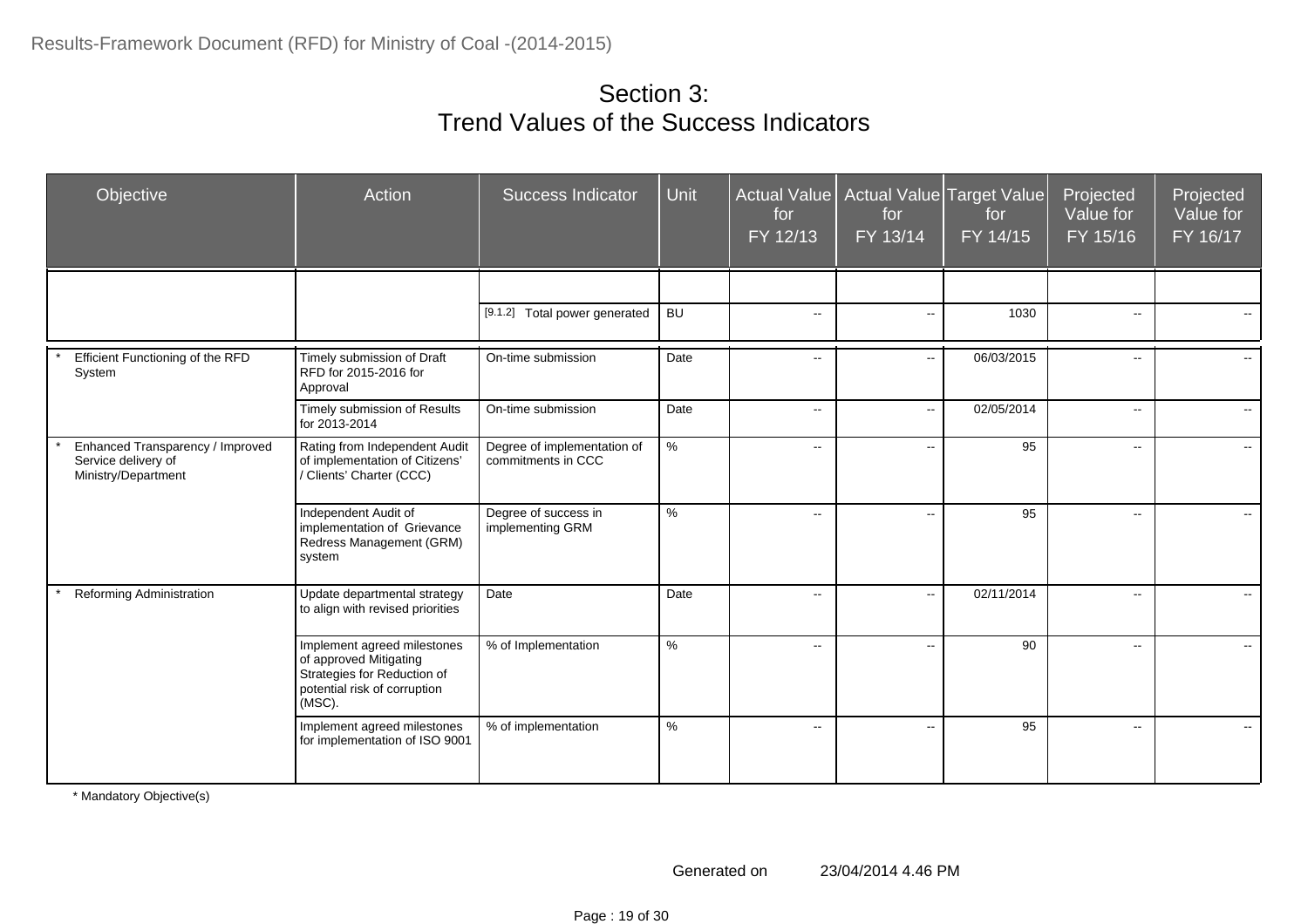# Section 3:
# Trend Values of the Success Indicators

| Objective | Action | Success Indicator | Unit | Actual Value for FY 12/13 | Actual Value for FY 13/14 | Target Value for FY 14/15 | Projected Value for FY 15/16 | Projected Value for FY 16/17 |
|---|---|---|---|---|---|---|---|---|
| | | | | | | | | |
| | | [9.1.2] Total power generated | BU | -- | -- | 1030 | -- | -- |
| * Efficient Functioning of the RFD System | Timely submission of Draft RFD for 2015-2016 for Approval | On-time submission | Date | -- | -- | 06/03/2015 | -- | -- |
| | Timely submission of Results for 2013-2014 | On-time submission | Date | -- | -- | 02/05/2014 | -- | -- |
| * Enhanced Transparency / Improved Service delivery of Ministry/Department | Rating from Independent Audit of implementation of Citizens' / Clients' Charter (CCC) | Degree of implementation of commitments in CCC | % | -- | -- | 95 | -- | -- |
| | Independent Audit of implementation of Grievance Redress Management (GRM) system | Degree of success in implementing GRM | % | -- | -- | 95 | -- | -- |
| * Reforming Administration | Update departmental strategy to align with revised priorities | Date | Date | -- | -- | 02/11/2014 | -- | -- |
| | Implement agreed milestones of approved Mitigating Strategies for Reduction of potential risk of corruption (MSC). | % of Implementation | % | -- | -- | 90 | -- | -- |
| | Implement agreed milestones for implementation of ISO 9001 | % of implementation | % | -- | -- | 95 | -- | -- |

\* Mandatory Objective(s)

Generated on 23/04/2014 4.46 PM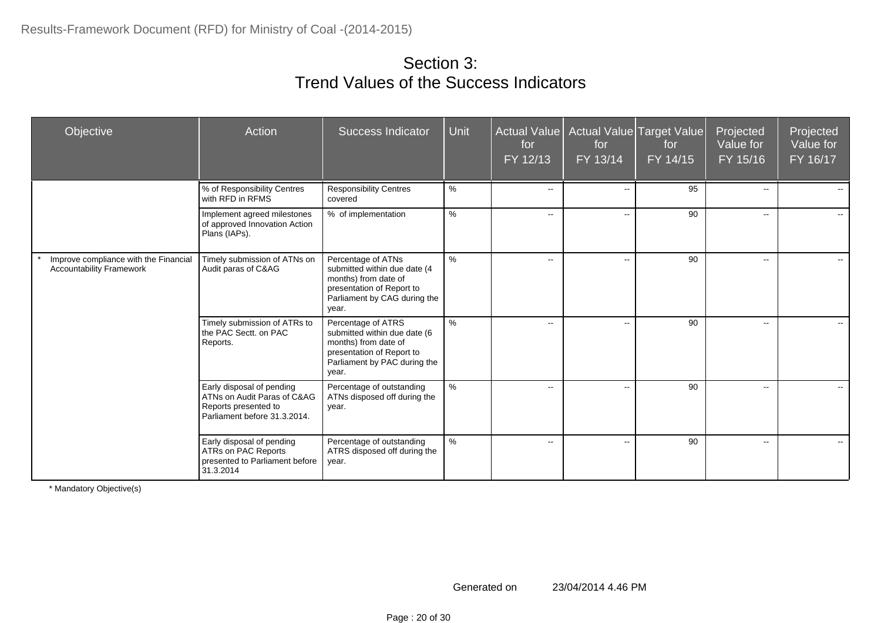# Section 3:
# Trend Values of the Success Indicators

| Objective | Action | Success Indicator | Unit | Actual Value for FY 12/13 | Actual Value for FY 13/14 | Target Value for FY 14/15 | Projected Value for FY 15/16 | Projected Value for FY 16/17 |
|---|---|---|---|---|---|---|---|---|
| | % of Responsibility Centres with RFD in RFMS | Responsibility Centres covered | % | -- | -- | 95 | -- | -- |
| | Implement agreed milestones of approved Innovation Action Plans (IAPs). | % of implementation | % | -- | -- | 90 | -- | -- |
| * Improve compliance with the Financial Accountability Framework | Timely submission of ATNs on Audit paras of C&AG | Percentage of ATNs submitted within due date (4 months) from date of presentation of Report to Parliament by CAG during the year. | % | -- | -- | 90 | -- | -- |
| | Timely submission of ATRs to the PAC Sectt. on PAC Reports. | Percentage of ATRS submitted within due date (6 months) from date of presentation of Report to Parliament by PAC during the year. | % | -- | -- | 90 | -- | -- |
| | Early disposal of pending ATNs on Audit Paras of C&AG Reports presented to Parliament before 31.3.2014. | Percentage of outstanding ATNs disposed off during the year. | % | -- | -- | 90 | -- | -- |
| | Early disposal of pending ATRs on PAC Reports presented to Parliament before 31.3.2014 | Percentage of outstanding ATRS disposed off during the year. | % | -- | -- | 90 | -- | -- |

\* Mandatory Objective(s)

Generated on 23/04/2014 4.46 PM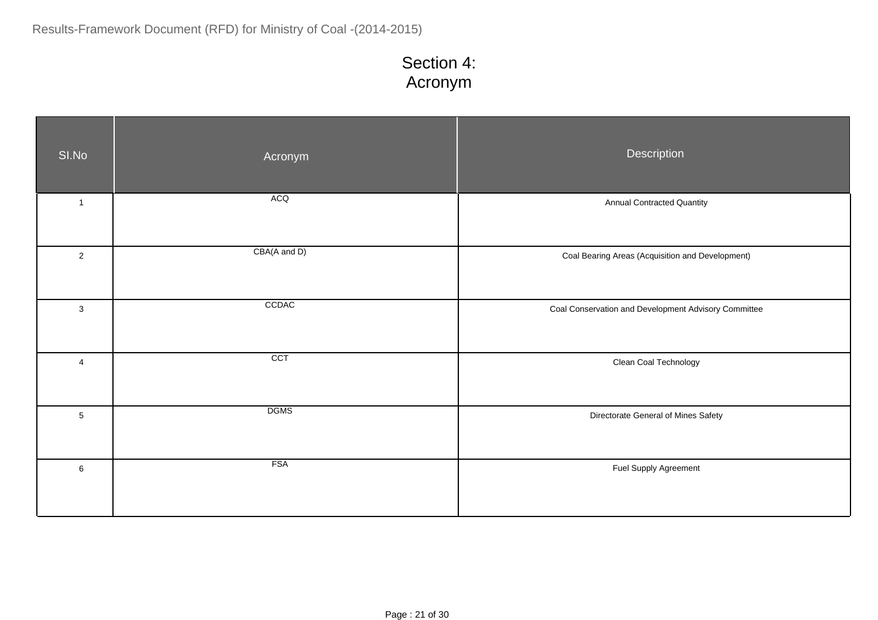# Section 4: Acronym

| SI.No | Acronym | Description |
|---|---|---|
| 1 | ACQ | Annual Contracted Quantity |
| 2 | CBA(A and D) | Coal Bearing Areas (Acquisition and Development) |
| 3 | CCDAC | Coal Conservation and Development Advisory Committee |
| 4 | CCT | Clean Coal Technology |
| 5 | DGMS | Directorate General of Mines Safety |
| 6 | FSA | Fuel Supply Agreement |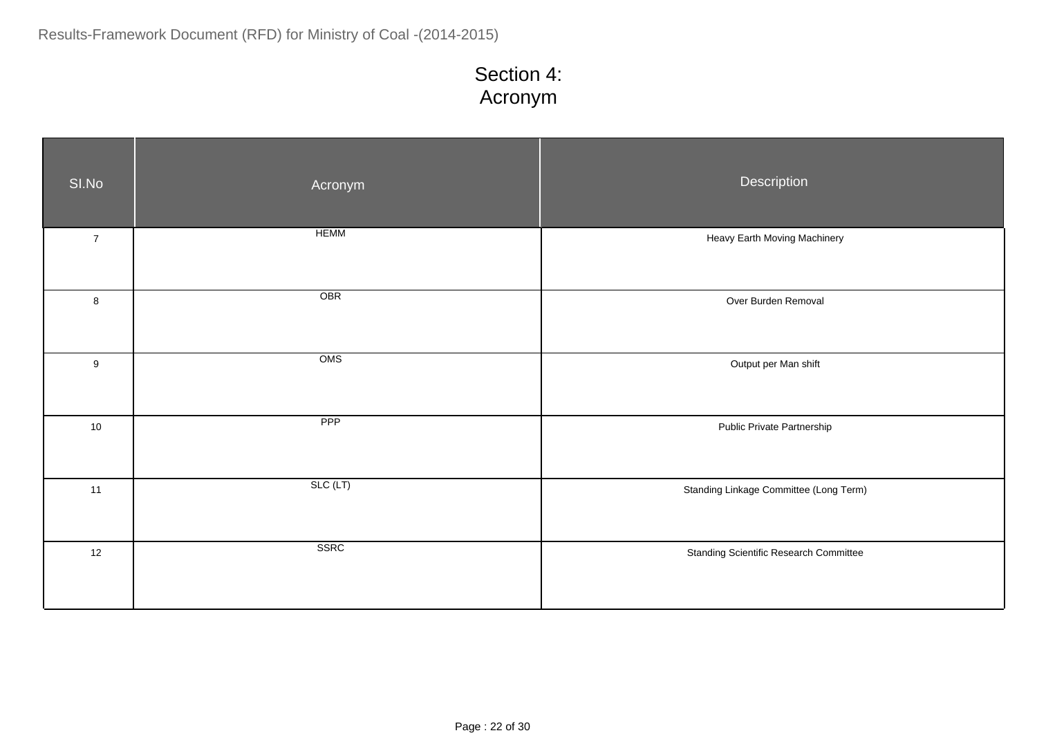# Section 4: Acronym

| SI.No | Acronym | Description |
|---|---|---|
| 7 | HEMM | Heavy Earth Moving Machinery |
| 8 | OBR | Over Burden Removal |
| 9 | OMS | Output per Man shift |
| 10 | PPP | Public Private Partnership |
| 11 | SLC (LT) | Standing Linkage Committee (Long Term) |
| 12 | SSRC | Standing Scientific Research Committee |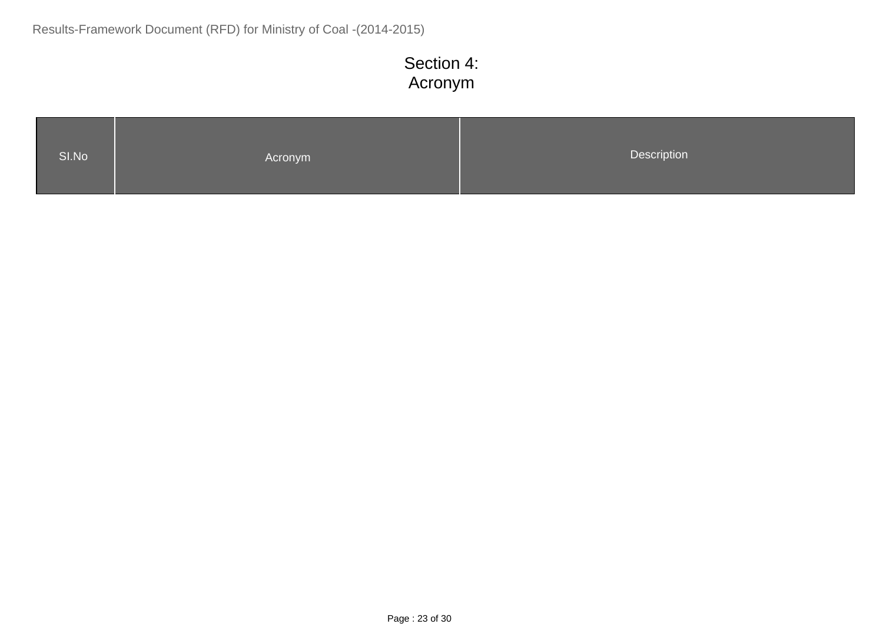# Section 4:
# Acronym

| SI.No | Acronym | Description |
| --- | --- | --- |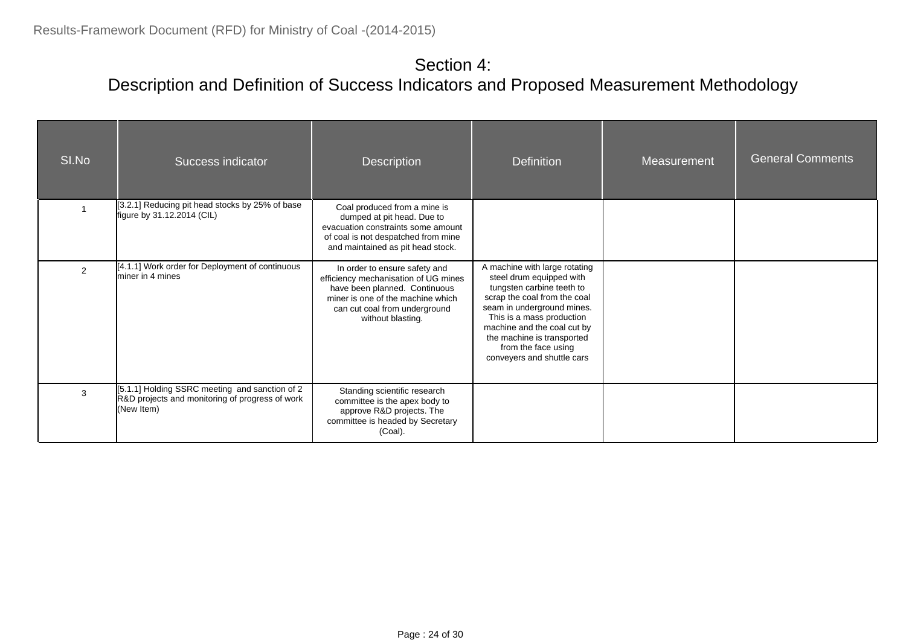# Section 4:
# Description and Definition of Success Indicators and Proposed Measurement Methodology

| SI.No | Success indicator | Description | Definition | Measurement | General Comments |
|---|---|---|---|---|---|
| 1 | [3.2.1] Reducing pit head stocks by 25% of base figure by 31.12.2014 (CIL) | Coal produced from a mine is dumped at pit head. Due to evacuation constraints some amount of coal is not despatched from mine and maintained as pit head stock. | | | |
| 2 | [4.1.1] Work order for Deployment of continuous miner in 4 mines | In order to ensure safety and efficiency mechanisation of UG mines have been planned. Continuous miner is one of the machine which can cut coal from underground without blasting. | A machine with large rotating steel drum equipped with tungsten carbine teeth to scrap the coal from the coal seam in underground mines. This is a mass production machine and the coal cut by the machine is transported from the face using conveyers and shuttle cars | | |
| 3 | [5.1.1] Holding SSRC meeting and sanction of 2 R&D projects and monitoring of progress of work (New Item) | Standing scientific research committee is the apex body to approve R&D projects. The committee is headed by Secretary (Coal). | | | |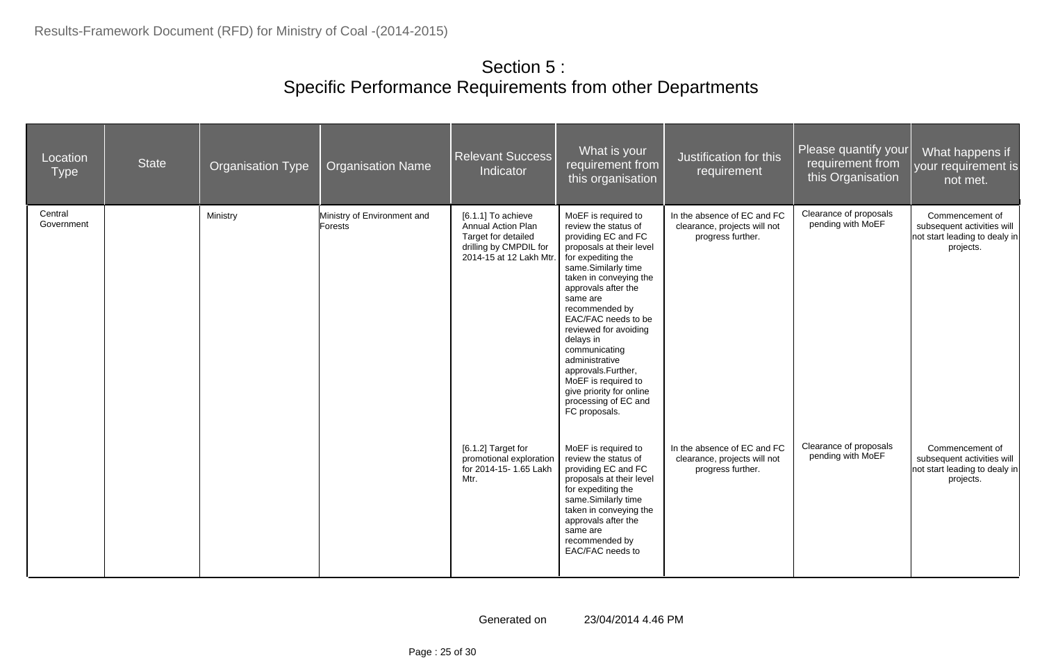# Section 5 :
## Specific Performance Requirements from other Departments

| Location Type | State | Organisation Type | Organisation Name | Relevant Success Indicator | What is your requirement from this organisation | Justification for this requirement | Please quantify your requirement from this Organisation | What happens if your requirement is not met. |
|---|---|---|---|---|---|---|---|---|
| Central Government | | Ministry | Ministry of Environment and Forests | [6.1.1] To achieve Annual Action Plan Target for detailed drilling by CMPDIL for 2014-15 at 12 Lakh Mtr. | MoEF is required to review the status of providing EC and FC proposals at their level for expediting the same.Similarly time taken in conveying the approvals after the same are recommended by EAC/FAC needs to be reviewed for avoiding delays in communicating administrative approvals.Further, MoEF is required to give priority for online processing of EC and FC proposals. | In the absence of EC and FC clearance, projects will not progress further. | Clearance of proposals pending with MoEF | Commencement of subsequent activities will not start leading to dealy in projects. |
| | | | | [6.1.2] Target for promotional exploration for 2014-15- 1.65 Lakh Mtr. | MoEF is required to review the status of providing EC and FC proposals at their level for expediting the same.Similarly time taken in conveying the approvals after the same are recommended by EAC/FAC needs to | In the absence of EC and FC clearance, projects will not progress further. | Clearance of proposals pending with MoEF | Commencement of subsequent activities will not start leading to dealy in projects. |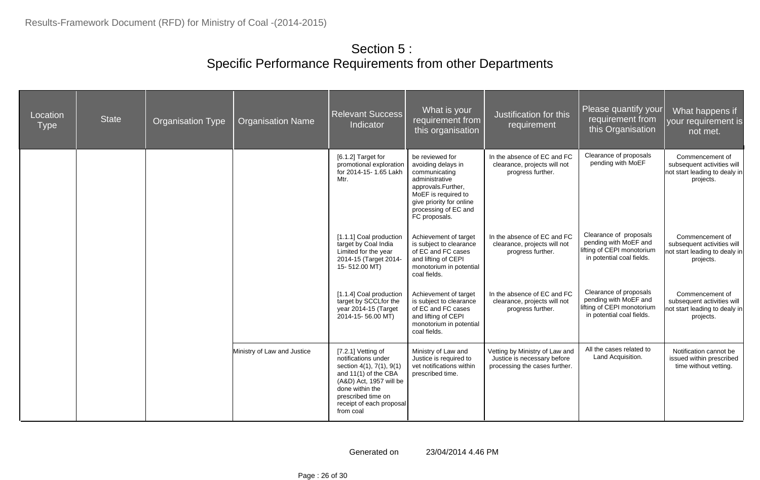# Section 5 : Specific Performance Requirements from other Departments

| Location Type | State | Organisation Type | Organisation Name | Relevant Success Indicator | What is your requirement from this organisation | Justification for this requirement | Please quantify your requirement from this Organisation | What happens if your requirement is not met. |
|---|---|---|---|---|---|---|---|---|
| | | | | [6.1.2] Target for promotional exploration for 2014-15- 1.65 Lakh Mtr. | be reviewed for avoiding delays in communicating administrative approvals.Further, MoEF is required to give priority for online processing of EC and FC proposals. | In the absence of EC and FC clearance, projects will not progress further. | Clearance of proposals pending with MoEF | Commencement of subsequent activities will not start leading to dealy in projects. |
| | | | | [1.1.1] Coal production target by Coal India Limited for the year 2014-15 (Target 2014-15- 512.00 MT) | Achievement of target is subject to clearance of EC and FC cases and lifting of CEPI monotorium in potential coal fields. | In the absence of EC and FC clearance, projects will not progress further. | Clearance of proposals pending with MoEF and lifting of CEPI monotorium in potential coal fields. | Commencement of subsequent activities will not start leading to dealy in projects. |
| | | | | [1.1.4] Coal production target by SCCLfor the year 2014-15 (Target 2014-15- 56.00 MT) | Achievement of target is subject to clearance of EC and FC cases and lifting of CEPI monotorium in potential coal fields. | In the absence of EC and FC clearance, projects will not progress further. | Clearance of proposals pending with MoEF and lifting of CEPI monotorium in potential coal fields. | Commencement of subsequent activities will not start leading to dealy in projects. |
| | | | Ministry of Law and Justice | [7.2.1] Vetting of notifications under section 4(1), 7(1), 9(1) and 11(1) of the CBA (A&D) Act, 1957 will be done within the prescribed time on receipt of each proposal from coal | Ministry of Law and Justice is required to vet notifications within prescribed time. | Vetting by Ministry of Law and Justice is necessary before processing the cases further. | All the cases related to Land Acquisition. | Notification cannot be issued within prescribed time without vetting. |

Generated on 23/04/2014 4.46 PM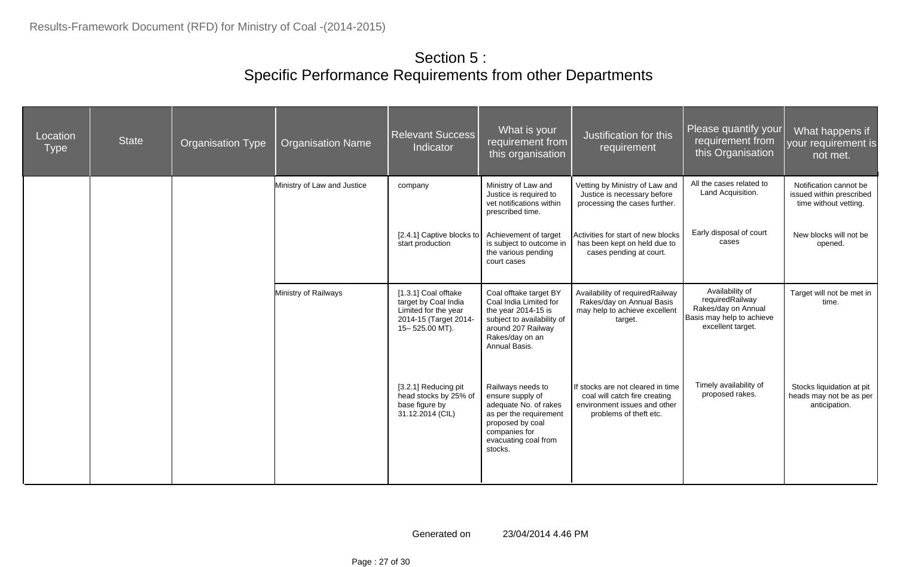# Section 5 :
## Specific Performance Requirements from other Departments

| Location Type | State | Organisation Type | Organisation Name | Relevant Success Indicator | What is your requirement from this organisation | Justification for this requirement | Please quantify your requirement from this Organisation | What happens if your requirement is not met. |
|---|---|---|---|---|---|---|---|---|
| | | | Ministry of Law and Justice | company | Ministry of Law and Justice is required to vet notifications within prescribed time. | Vetting by Ministry of Law and Justice is necessary before processing the cases further. | All the cases related to Land Acquisition. | Notification cannot be issued within prescribed time without vetting. |
| | | | | [2.4.1] Captive blocks to start production | Achievement of target is subject to outcome in the various pending court cases | Activities for start of new blocks has been kept on held due to cases pending at court. | Early disposal of court cases | New blocks will not be opened. |
| | | | Ministry of Railways | [1.3.1] Coal offtake target by Coal India Limited for the year 2014-15 (Target 2014-15– 525.00 MT). | Coal offtake target BY Coal India Limited for the year 2014-15 is subject to availability of around 207 Railway Rakes/day on an Annual Basis. | Availability of requiredRailway Rakes/day on Annual Basis may help to achieve excellent target. | Availability of requiredRailway Rakes/day on Annual Basis may help to achieve excellent target. | Target will not be met in time. |
| | | | | [3.2.1] Reducing pit head stocks by 25% of base figure by 31.12.2014 (CIL) | Railways needs to ensure supply of adequate No. of rakes as per the requirement proposed by coal companies for evacuating coal from stocks. | If stocks are not cleared in time coal will catch fire creating environment issues and other problems of theft etc. | Timely availability of proposed rakes. | Stocks liquidation at pit heads may not be as per anticipation. |

Generated on 23/04/2014 4.46 PM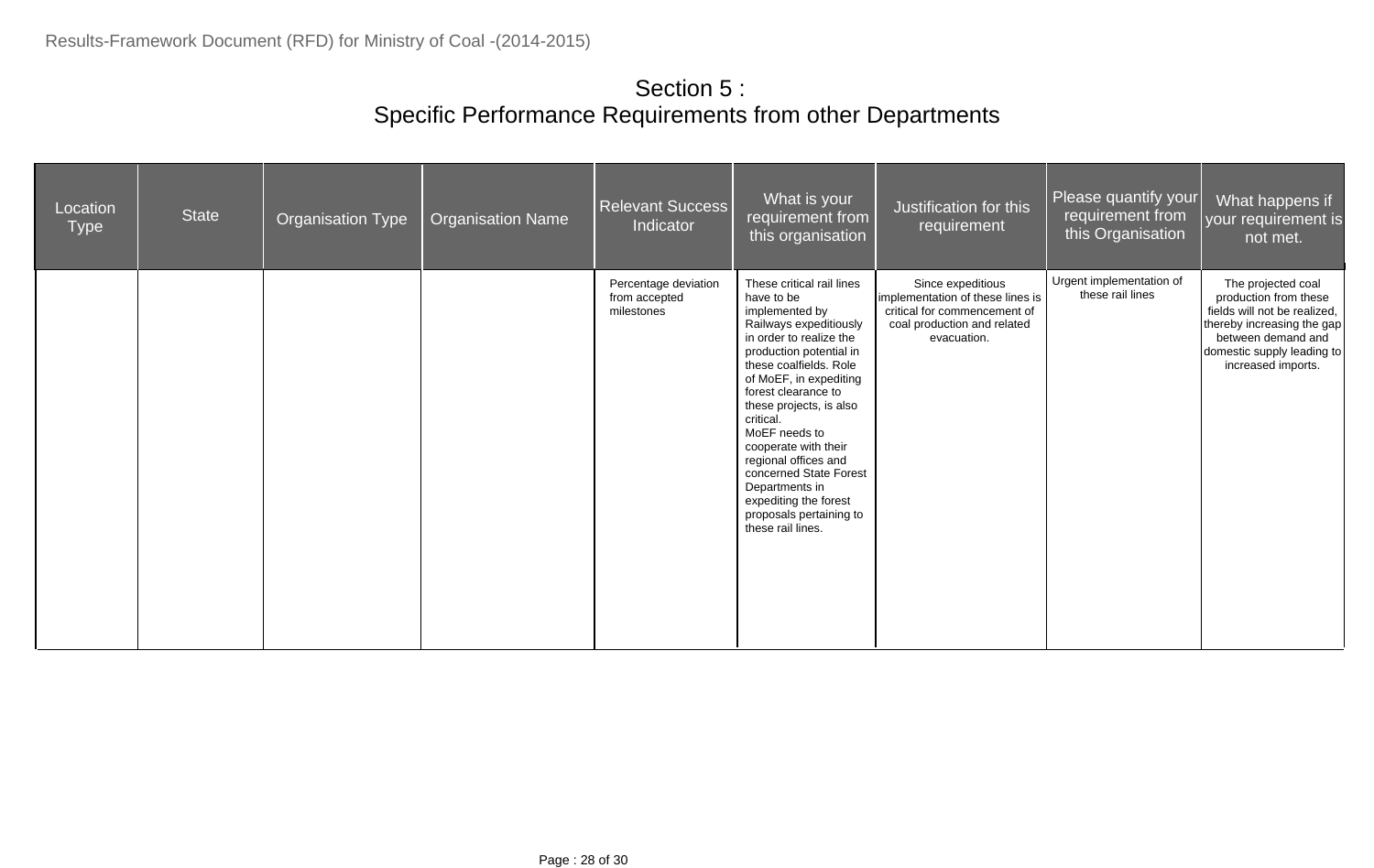# Section 5 :
## Specific Performance Requirements from other Departments

| Location Type | State | Organisation Type | Organisation Name | Relevant Success Indicator | What is your requirement from this organisation | Justification for this requirement | Please quantify your requirement from this Organisation | What happens if your requirement is not met. |
|---|---|---|---|---|---|---|---|---|
| | | | | Percentage deviation from accepted milestones | These critical rail lines have to be implemented by Railways expeditiously in order to realize the production potential in these coalfields. Role of MoEF, in expediting forest clearance to these projects, is also critical.<br>MoEF needs to cooperate with their regional offices and concerned State Forest Departments in expediting the forest proposals pertaining to these rail lines. | Since expeditious implementation of these lines is critical for commencement of coal production and related evacuation. | Urgent implementation of these rail lines | The projected coal production from these fields will not be realized, thereby increasing the gap between demand and domestic supply leading to increased imports. |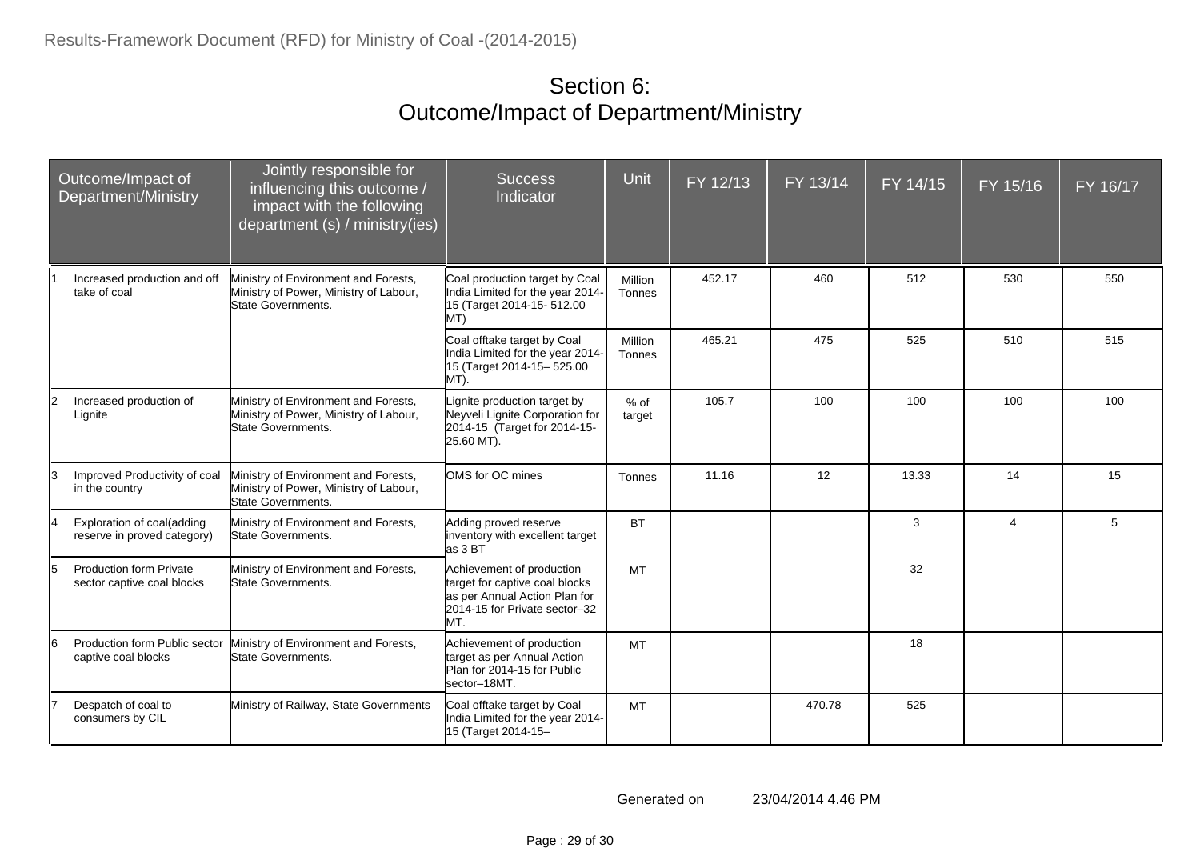# Section 6:
# Outcome/Impact of Department/Ministry

| Outcome/Impact of Department/Ministry | Jointly responsible for influencing this outcome / impact with the following department (s) / ministry(ies) | Success Indicator | Unit | FY 12/13 | FY 13/14 | FY 14/15 | FY 15/16 | FY 16/17 |
|---|---|---|---|---|---|---|---|---|
| 1 Increased production and off take of coal | Ministry of Environment and Forests, Ministry of Power, Ministry of Labour, State Governments. | Coal production target by Coal India Limited for the year 2014-15 (Target 2014-15- 512.00 MT) | Million Tonnes | 452.17 | 460 | 512 | 530 | 550 |
| | | Coal offtake target by Coal India Limited for the year 2014-15 (Target 2014-15– 525.00 MT). | Million Tonnes | 465.21 | 475 | 525 | 510 | 515 |
| 2 Increased production of Lignite | Ministry of Environment and Forests, Ministry of Power, Ministry of Labour, State Governments. | Lignite production target by Neyveli Lignite Corporation for 2014-15 (Target for 2014-15- 25.60 MT). | % of target | 105.7 | 100 | 100 | 100 | 100 |
| 3 Improved Productivity of coal in the country | Ministry of Environment and Forests, Ministry of Power, Ministry of Labour, State Governments. | OMS for OC mines | Tonnes | 11.16 | 12 | 13.33 | 14 | 15 |
| 4 Exploration of coal(adding reserve in proved category) | Ministry of Environment and Forests, State Governments. | Adding proved reserve inventory with excellent target as 3 BT | BT | | | 3 | 4 | 5 |
| 5 Production form Private sector captive coal blocks | Ministry of Environment and Forests, State Governments. | Achievement of production target for captive coal blocks as per Annual Action Plan for 2014-15 for Private sector–32 MT. | MT | | | 32 | | |
| 6 Production form Public sector captive coal blocks | Ministry of Environment and Forests, State Governments. | Achievement of production target as per Annual Action Plan for 2014-15 for Public sector–18MT. | MT | | | 18 | | |
| 7 Despatch of coal to consumers by CIL | Ministry of Railway, State Governments | Coal offtake target by Coal India Limited for the year 2014-15 (Target 2014-15– | MT | | 470.78 | 525 | | |

Generated on 23/04/2014 4.46 PM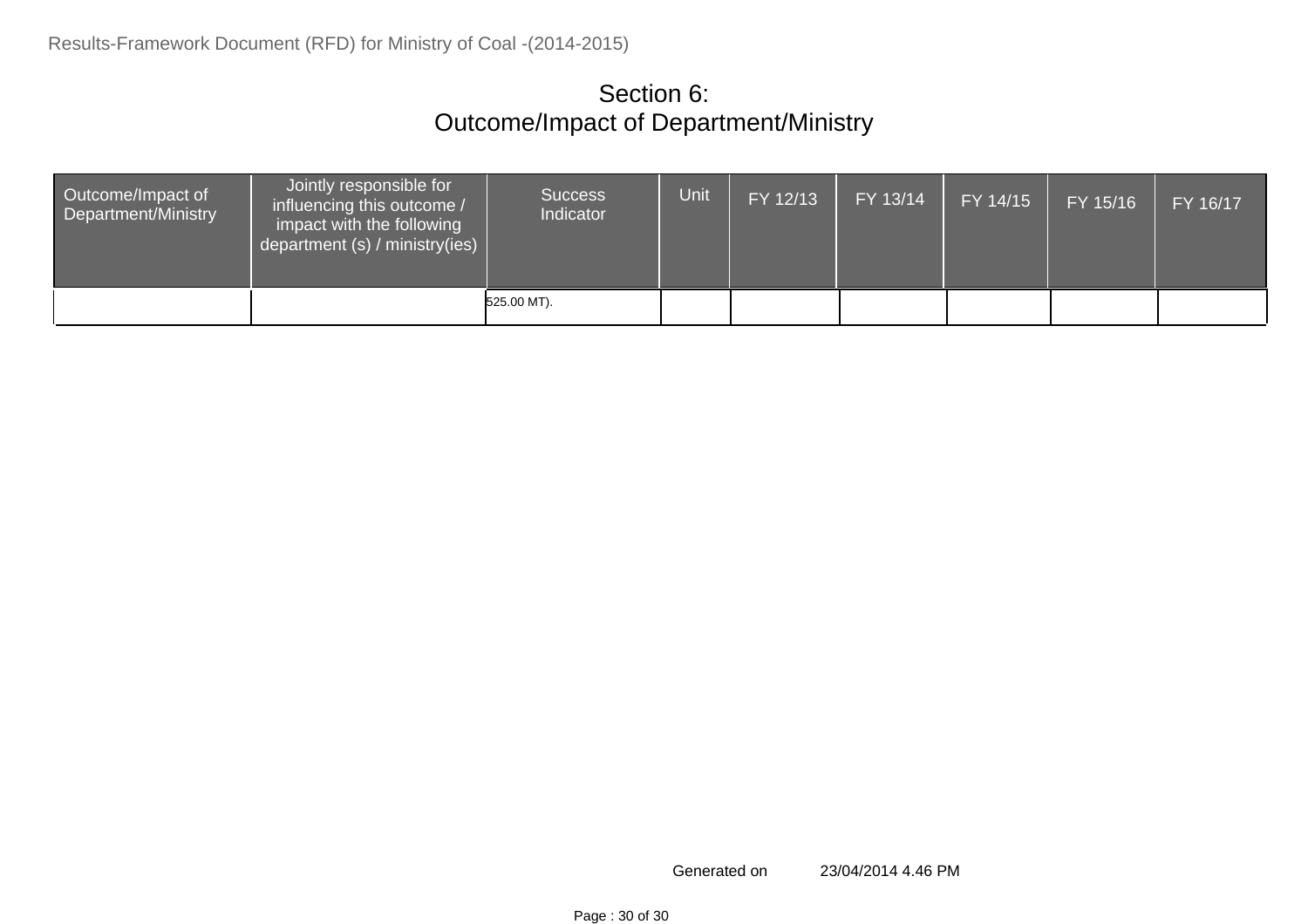## Section 6:
## Outcome/Impact of Department/Ministry

| Outcome/Impact of Department/Ministry | Jointly responsible for influencing this outcome / impact with the following department (s) / ministry(ies) | Success Indicator | Unit | FY 12/13 | FY 13/14 | FY 14/15 | FY 15/16 | FY 16/17 |
|---|---|---|---|---|---|---|---|---|
| | | 525.00 MT). | | | | | | |

Generated on 23/04/2014 4.46 PM